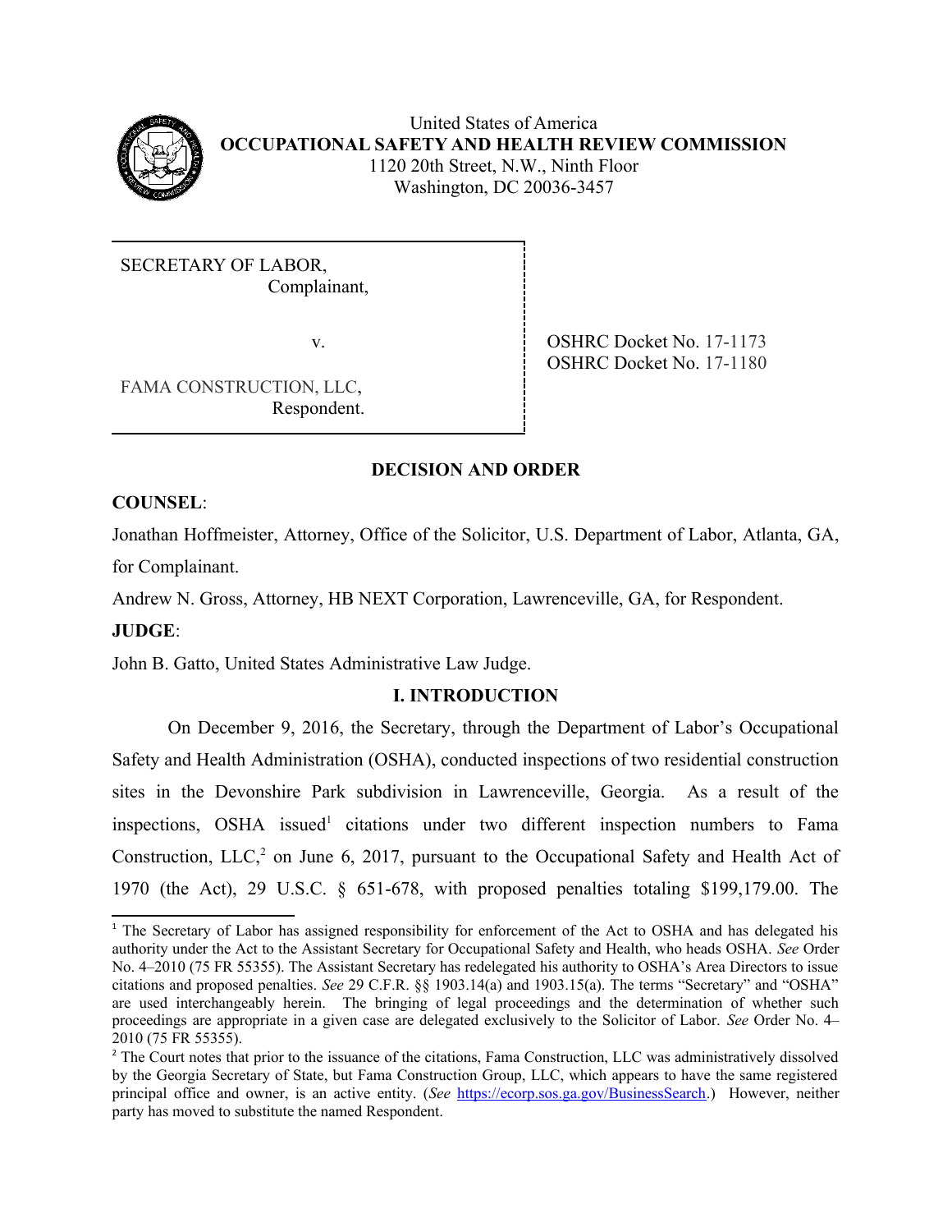United States of America
**OCCUPATIONAL SAFETY AND HEALTH REVIEW COMMISSION**
1120 20th Street, N.W., Ninth Floor
Washington, DC 20036-3457

| | |
|---|---|
| SECRETARY OF LABOR, Complainant, | |
| v. | OSHRC Docket No. 17-1173<br>OSHRC Docket No. 17-1180 |
| FAMA CONSTRUCTION, LLC, Respondent. | |

**DECISION AND ORDER**

**COUNSEL**:

Jonathan Hoffmeister, Attorney, Office of the Solicitor, U.S. Department of Labor, Atlanta, GA, for Complainant.

Andrew N. Gross, Attorney, HB NEXT Corporation, Lawrenceville, GA, for Respondent.

**JUDGE**:

John B. Gatto, United States Administrative Law Judge.

## I. INTRODUCTION

On December 9, 2016, the Secretary, through the Department of Labor's Occupational Safety and Health Administration (OSHA), conducted inspections of two residential construction sites in the Devonshire Park subdivision in Lawrenceville, Georgia. As a result of the inspections, OSHA issued[1] citations under two different inspection numbers to Fama Construction, LLC,[2] on June 6, 2017, pursuant to the Occupational Safety and Health Act of 1970 (the Act), 29 U.S.C. § 651-678, with proposed penalties totaling $199,179.00. The

[1] The Secretary of Labor has assigned responsibility for enforcement of the Act to OSHA and has delegated his authority under the Act to the Assistant Secretary for Occupational Safety and Health, who heads OSHA. *See* Order No. 4–2010 (75 FR 55355). The Assistant Secretary has redelegated his authority to OSHA's Area Directors to issue citations and proposed penalties. *See* 29 C.F.R. §§ 1903.14(a) and 1903.15(a). The terms "Secretary" and "OSHA" are used interchangeably herein. The bringing of legal proceedings and the determination of whether such proceedings are appropriate in a given case are delegated exclusively to the Solicitor of Labor. *See* Order No. 4–2010 (75 FR 55355).

[2] The Court notes that prior to the issuance of the citations, Fama Construction, LLC was administratively dissolved by the Georgia Secretary of State, but Fama Construction Group, LLC, which appears to have the same registered principal office and owner, is an active entity. (*See* https://ecorp.sos.ga.gov/BusinessSearch.) However, neither party has moved to substitute the named Respondent.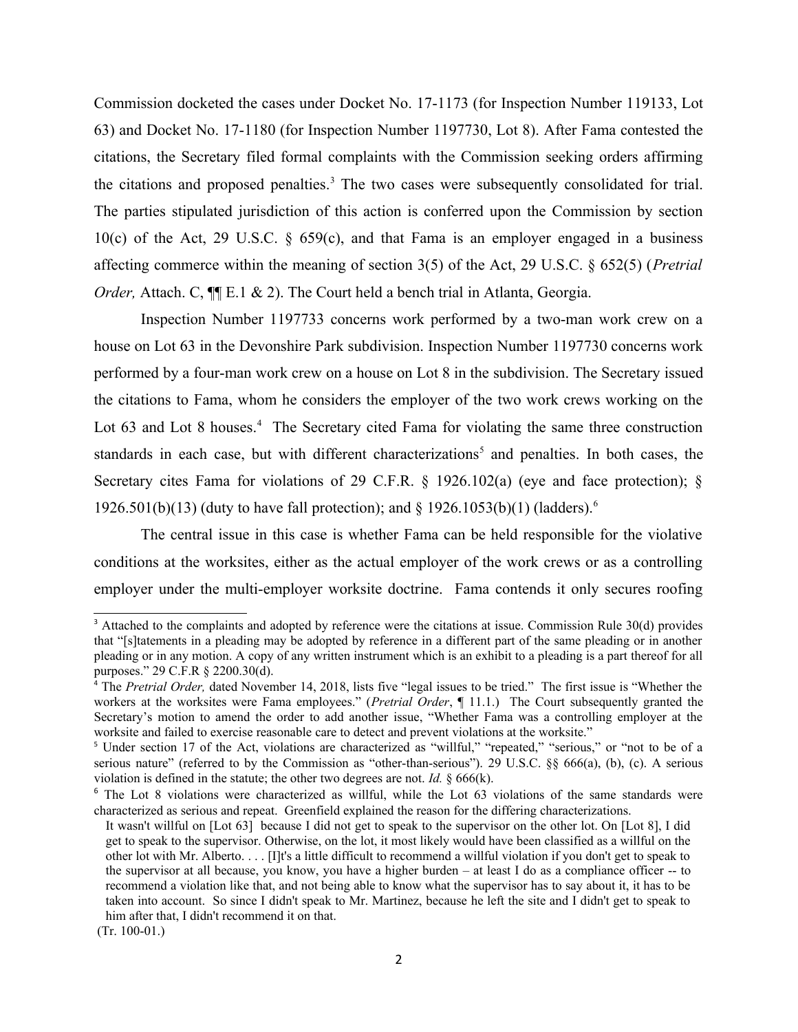Commission docketed the cases under Docket No. 17-1173 (for Inspection Number 119133, Lot 63) and Docket No. 17-1180 (for Inspection Number 1197730, Lot 8). After Fama contested the citations, the Secretary filed formal complaints with the Commission seeking orders affirming the citations and proposed penalties.[3] The two cases were subsequently consolidated for trial. The parties stipulated jurisdiction of this action is conferred upon the Commission by section 10(c) of the Act, 29 U.S.C. § 659(c), and that Fama is an employer engaged in a business affecting commerce within the meaning of section 3(5) of the Act, 29 U.S.C. § 652(5) (*Pretrial Order,* Attach. C, ¶¶ E.1 & 2). The Court held a bench trial in Atlanta, Georgia.

Inspection Number 1197733 concerns work performed by a two-man work crew on a house on Lot 63 in the Devonshire Park subdivision. Inspection Number 1197730 concerns work performed by a four-man work crew on a house on Lot 8 in the subdivision. The Secretary issued the citations to Fama, whom he considers the employer of the two work crews working on the Lot 63 and Lot 8 houses.[4] The Secretary cited Fama for violating the same three construction standards in each case, but with different characterizations[5] and penalties. In both cases, the Secretary cites Fama for violations of 29 C.F.R. § 1926.102(a) (eye and face protection); § 1926.501(b)(13) (duty to have fall protection); and § 1926.1053(b)(1) (ladders).[6]

The central issue in this case is whether Fama can be held responsible for the violative conditions at the worksites, either as the actual employer of the work crews or as a controlling employer under the multi-employer worksite doctrine. Fama contends it only secures roofing

---

[3] Attached to the complaints and adopted by reference were the citations at issue. Commission Rule 30(d) provides that "[s]tatements in a pleading may be adopted by reference in a different part of the same pleading or in another pleading or in any motion. A copy of any written instrument which is an exhibit to a pleading is a part thereof for all purposes." 29 C.F.R § 2200.30(d).

[4] The *Pretrial Order,* dated November 14, 2018, lists five "legal issues to be tried." The first issue is "Whether the workers at the worksites were Fama employees." (*Pretrial Order*, ¶ 11.1.) The Court subsequently granted the Secretary's motion to amend the order to add another issue, "Whether Fama was a controlling employer at the worksite and failed to exercise reasonable care to detect and prevent violations at the worksite."

[5] Under section 17 of the Act, violations are characterized as "willful," "repeated," "serious," or "not to be of a serious nature" (referred to by the Commission as "other-than-serious"). 29 U.S.C. §§ 666(a), (b), (c). A serious violation is defined in the statute; the other two degrees are not. *Id.* § 666(k).

[6] The Lot 8 violations were characterized as willful, while the Lot 63 violations of the same standards were characterized as serious and repeat. Greenfield explained the reason for the differing characterizations.

> It wasn't willful on [Lot 63] because I did not get to speak to the supervisor on the other lot. On [Lot 8], I did get to speak to the supervisor. Otherwise, on the lot, it most likely would have been classified as a willful on the other lot with Mr. Alberto. . . . [I]t's a little difficult to recommend a willful violation if you don't get to speak to the supervisor at all because, you know, you have a higher burden – at least I do as a compliance officer -- to recommend a violation like that, and not being able to know what the supervisor has to say about it, it has to be taken into account. So since I didn't speak to Mr. Martinez, because he left the site and I didn't get to speak to him after that, I didn't recommend it on that.

(Tr. 100-01.)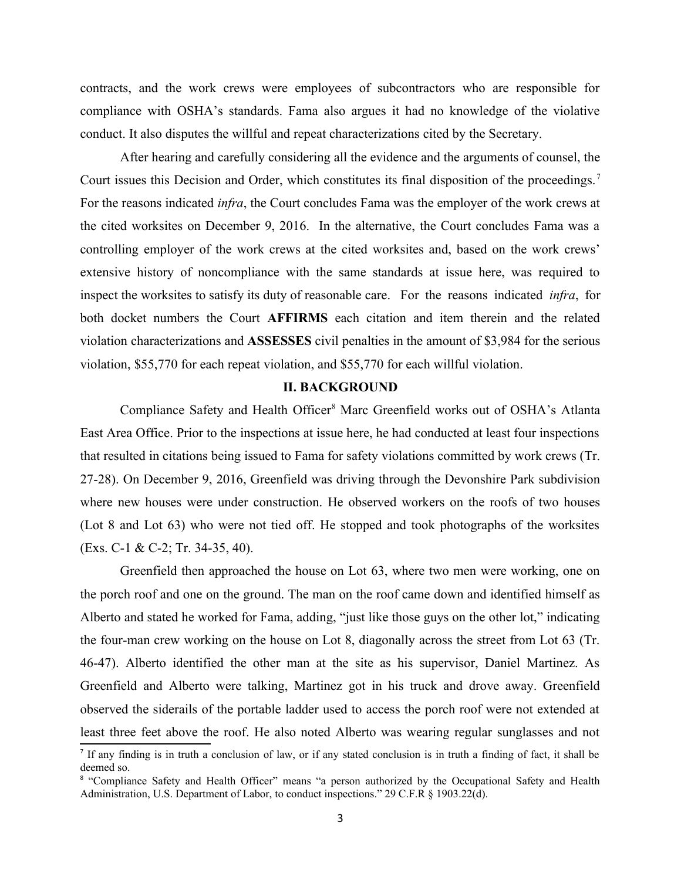contracts, and the work crews were employees of subcontractors who are responsible for compliance with OSHA's standards. Fama also argues it had no knowledge of the violative conduct. It also disputes the willful and repeat characterizations cited by the Secretary.

After hearing and carefully considering all the evidence and the arguments of counsel, the Court issues this Decision and Order, which constitutes its final disposition of the proceedings.[7] For the reasons indicated *infra*, the Court concludes Fama was the employer of the work crews at the cited worksites on December 9, 2016. In the alternative, the Court concludes Fama was a controlling employer of the work crews at the cited worksites and, based on the work crews' extensive history of noncompliance with the same standards at issue here, was required to inspect the worksites to satisfy its duty of reasonable care. For the reasons indicated *infra*, for both docket numbers the Court **AFFIRMS** each citation and item therein and the related violation characterizations and **ASSESSES** civil penalties in the amount of $3,984 for the serious violation, $55,770 for each repeat violation, and $55,770 for each willful violation.

## II. BACKGROUND

Compliance Safety and Health Officer[8] Marc Greenfield works out of OSHA's Atlanta East Area Office. Prior to the inspections at issue here, he had conducted at least four inspections that resulted in citations being issued to Fama for safety violations committed by work crews (Tr. 27-28). On December 9, 2016, Greenfield was driving through the Devonshire Park subdivision where new houses were under construction. He observed workers on the roofs of two houses (Lot 8 and Lot 63) who were not tied off. He stopped and took photographs of the worksites (Exs. C-1 & C-2; Tr. 34-35, 40).

Greenfield then approached the house on Lot 63, where two men were working, one on the porch roof and one on the ground. The man on the roof came down and identified himself as Alberto and stated he worked for Fama, adding, "just like those guys on the other lot," indicating the four-man crew working on the house on Lot 8, diagonally across the street from Lot 63 (Tr. 46-47). Alberto identified the other man at the site as his supervisor, Daniel Martinez. As Greenfield and Alberto were talking, Martinez got in his truck and drove away. Greenfield observed the siderails of the portable ladder used to access the porch roof were not extended at least three feet above the roof. He also noted Alberto was wearing regular sunglasses and not

[7] If any finding is in truth a conclusion of law, or if any stated conclusion is in truth a finding of fact, it shall be deemed so.

[8] "Compliance Safety and Health Officer" means "a person authorized by the Occupational Safety and Health Administration, U.S. Department of Labor, to conduct inspections." 29 C.F.R § 1903.22(d).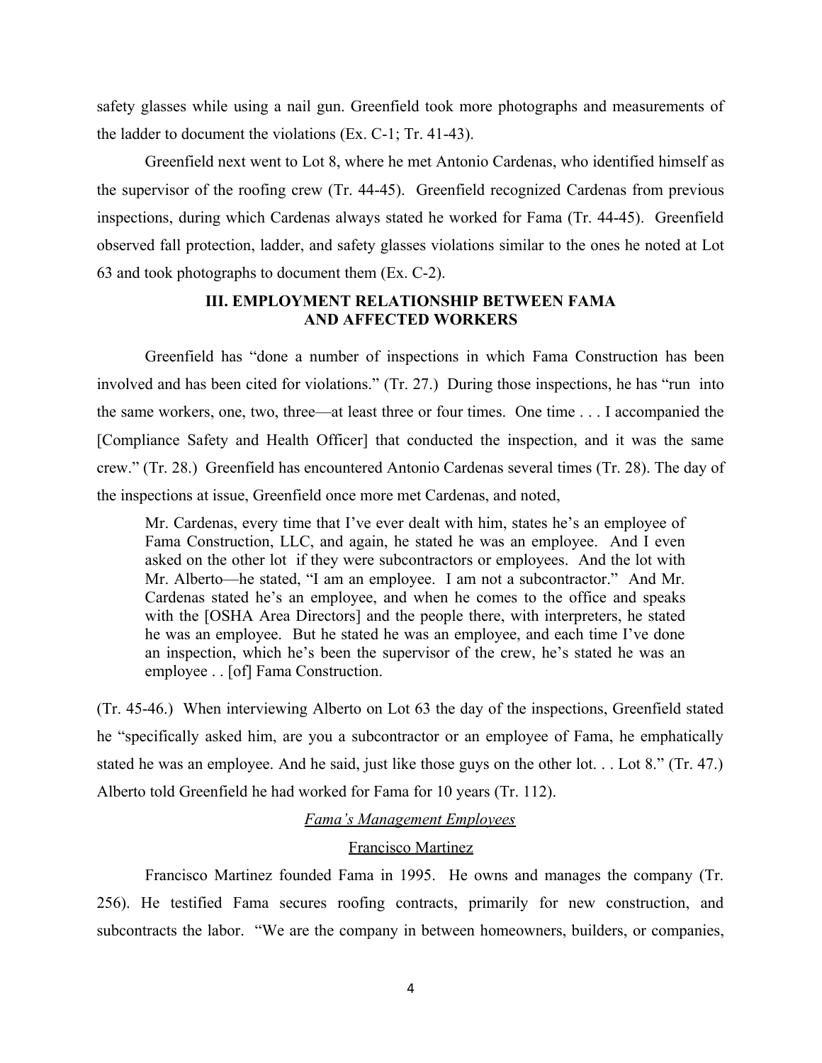safety glasses while using a nail gun. Greenfield took more photographs and measurements of the ladder to document the violations (Ex. C-1; Tr. 41-43).

Greenfield next went to Lot 8, where he met Antonio Cardenas, who identified himself as the supervisor of the roofing crew (Tr. 44-45). Greenfield recognized Cardenas from previous inspections, during which Cardenas always stated he worked for Fama (Tr. 44-45). Greenfield observed fall protection, ladder, and safety glasses violations similar to the ones he noted at Lot 63 and took photographs to document them (Ex. C-2).

## III. EMPLOYMENT RELATIONSHIP BETWEEN FAMA AND AFFECTED WORKERS

Greenfield has "done a number of inspections in which Fama Construction has been involved and has been cited for violations." (Tr. 27.) During those inspections, he has "run into the same workers, one, two, three—at least three or four times. One time . . . I accompanied the [Compliance Safety and Health Officer] that conducted the inspection, and it was the same crew." (Tr. 28.) Greenfield has encountered Antonio Cardenas several times (Tr. 28). The day of the inspections at issue, Greenfield once more met Cardenas, and noted,

> Mr. Cardenas, every time that I've ever dealt with him, states he's an employee of Fama Construction, LLC, and again, he stated he was an employee. And I even asked on the other lot if they were subcontractors or employees. And the lot with Mr. Alberto—he stated, "I am an employee. I am not a subcontractor." And Mr. Cardenas stated he's an employee, and when he comes to the office and speaks with the [OSHA Area Directors] and the people there, with interpreters, he stated he was an employee. But he stated he was an employee, and each time I've done an inspection, which he's been the supervisor of the crew, he's stated he was an employee . . [of] Fama Construction.

(Tr. 45-46.) When interviewing Alberto on Lot 63 the day of the inspections, Greenfield stated he "specifically asked him, are you a subcontractor or an employee of Fama, he emphatically stated he was an employee. And he said, just like those guys on the other lot. . . Lot 8." (Tr. 47.) Alberto told Greenfield he had worked for Fama for 10 years (Tr. 112).

### *Fama's Management Employees*

#### Francisco Martinez

Francisco Martinez founded Fama in 1995. He owns and manages the company (Tr. 256). He testified Fama secures roofing contracts, primarily for new construction, and subcontracts the labor. "We are the company in between homeowners, builders, or companies,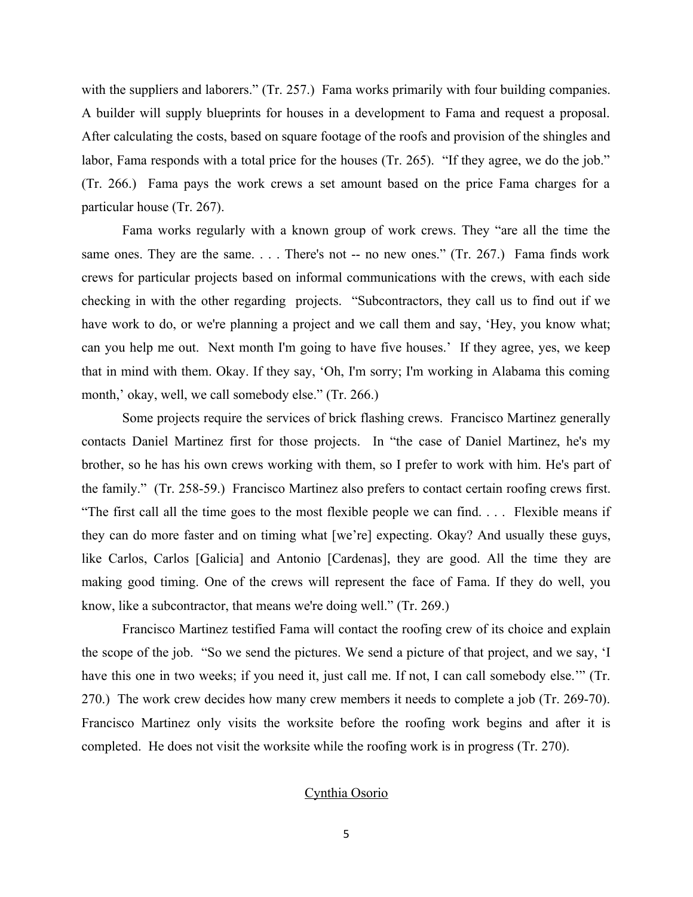with the suppliers and laborers." (Tr. 257.) Fama works primarily with four building companies. A builder will supply blueprints for houses in a development to Fama and request a proposal. After calculating the costs, based on square footage of the roofs and provision of the shingles and labor, Fama responds with a total price for the houses (Tr. 265). "If they agree, we do the job." (Tr. 266.) Fama pays the work crews a set amount based on the price Fama charges for a particular house (Tr. 267).

Fama works regularly with a known group of work crews. They "are all the time the same ones. They are the same. . . . There's not -- no new ones." (Tr. 267.) Fama finds work crews for particular projects based on informal communications with the crews, with each side checking in with the other regarding projects. "Subcontractors, they call us to find out if we have work to do, or we're planning a project and we call them and say, 'Hey, you know what; can you help me out. Next month I'm going to have five houses.' If they agree, yes, we keep that in mind with them. Okay. If they say, 'Oh, I'm sorry; I'm working in Alabama this coming month,' okay, well, we call somebody else." (Tr. 266.)

Some projects require the services of brick flashing crews. Francisco Martinez generally contacts Daniel Martinez first for those projects. In "the case of Daniel Martinez, he's my brother, so he has his own crews working with them, so I prefer to work with him. He's part of the family." (Tr. 258-59.) Francisco Martinez also prefers to contact certain roofing crews first. "The first call all the time goes to the most flexible people we can find. . . . Flexible means if they can do more faster and on timing what [we're] expecting. Okay? And usually these guys, like Carlos, Carlos [Galicia] and Antonio [Cardenas], they are good. All the time they are making good timing. One of the crews will represent the face of Fama. If they do well, you know, like a subcontractor, that means we're doing well." (Tr. 269.)

Francisco Martinez testified Fama will contact the roofing crew of its choice and explain the scope of the job. "So we send the pictures. We send a picture of that project, and we say, 'I have this one in two weeks; if you need it, just call me. If not, I can call somebody else.'" (Tr. 270.) The work crew decides how many crew members it needs to complete a job (Tr. 269-70). Francisco Martinez only visits the worksite before the roofing work begins and after it is completed. He does not visit the worksite while the roofing work is in progress (Tr. 270).

Cynthia Osorio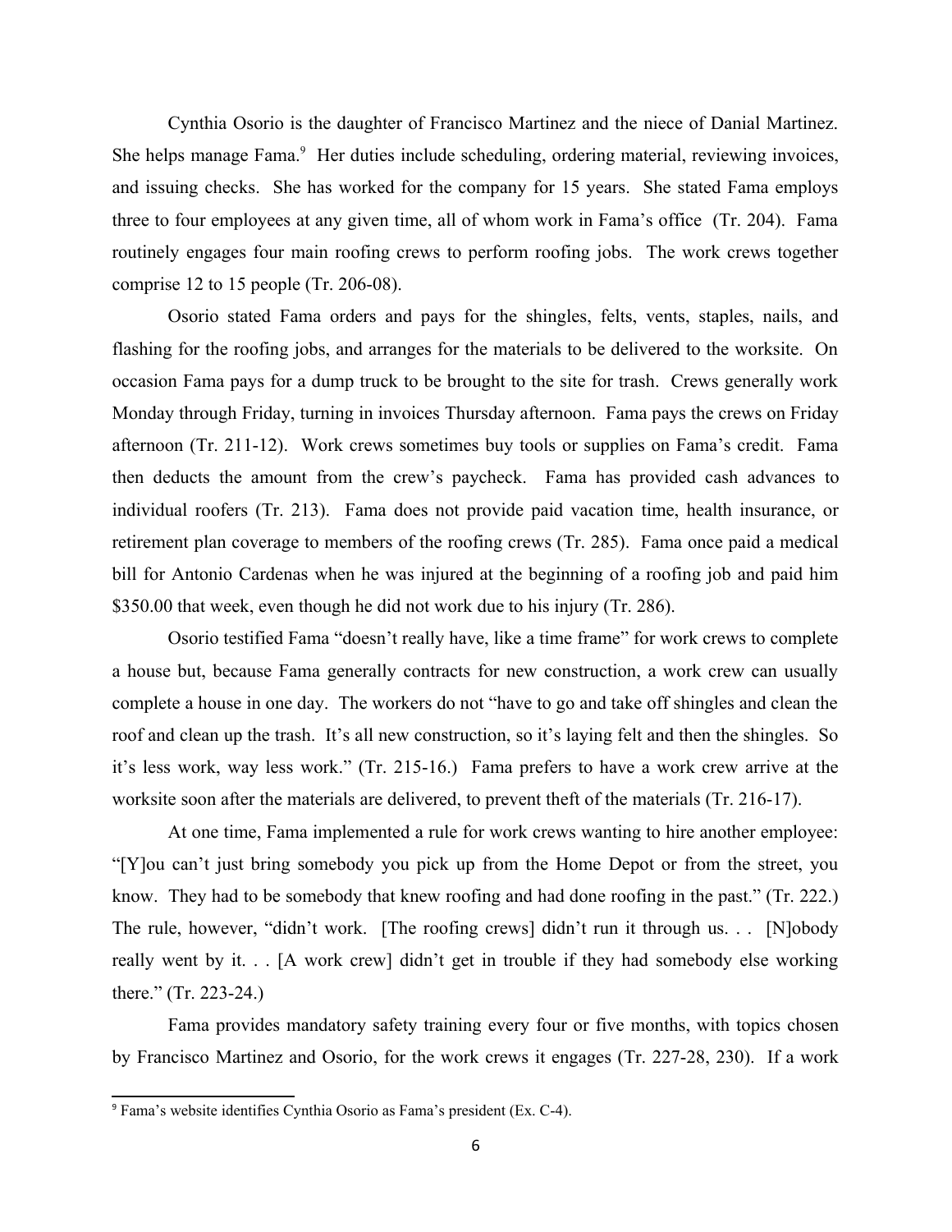Cynthia Osorio is the daughter of Francisco Martinez and the niece of Danial Martinez. She helps manage Fama.[9] Her duties include scheduling, ordering material, reviewing invoices, and issuing checks. She has worked for the company for 15 years. She stated Fama employs three to four employees at any given time, all of whom work in Fama's office (Tr. 204). Fama routinely engages four main roofing crews to perform roofing jobs. The work crews together comprise 12 to 15 people (Tr. 206-08).

Osorio stated Fama orders and pays for the shingles, felts, vents, staples, nails, and flashing for the roofing jobs, and arranges for the materials to be delivered to the worksite. On occasion Fama pays for a dump truck to be brought to the site for trash. Crews generally work Monday through Friday, turning in invoices Thursday afternoon. Fama pays the crews on Friday afternoon (Tr. 211-12). Work crews sometimes buy tools or supplies on Fama's credit. Fama then deducts the amount from the crew's paycheck. Fama has provided cash advances to individual roofers (Tr. 213). Fama does not provide paid vacation time, health insurance, or retirement plan coverage to members of the roofing crews (Tr. 285). Fama once paid a medical bill for Antonio Cardenas when he was injured at the beginning of a roofing job and paid him $350.00 that week, even though he did not work due to his injury (Tr. 286).

Osorio testified Fama "doesn't really have, like a time frame" for work crews to complete a house but, because Fama generally contracts for new construction, a work crew can usually complete a house in one day. The workers do not "have to go and take off shingles and clean the roof and clean up the trash. It's all new construction, so it's laying felt and then the shingles. So it's less work, way less work." (Tr. 215-16.) Fama prefers to have a work crew arrive at the worksite soon after the materials are delivered, to prevent theft of the materials (Tr. 216-17).

At one time, Fama implemented a rule for work crews wanting to hire another employee: "[Y]ou can't just bring somebody you pick up from the Home Depot or from the street, you know. They had to be somebody that knew roofing and had done roofing in the past." (Tr. 222.) The rule, however, "didn't work. [The roofing crews] didn't run it through us. . . [N]obody really went by it. . . [A work crew] didn't get in trouble if they had somebody else working there." (Tr. 223-24.)

Fama provides mandatory safety training every four or five months, with topics chosen by Francisco Martinez and Osorio, for the work crews it engages (Tr. 227-28, 230). If a work

[9] Fama's website identifies Cynthia Osorio as Fama's president (Ex. C-4).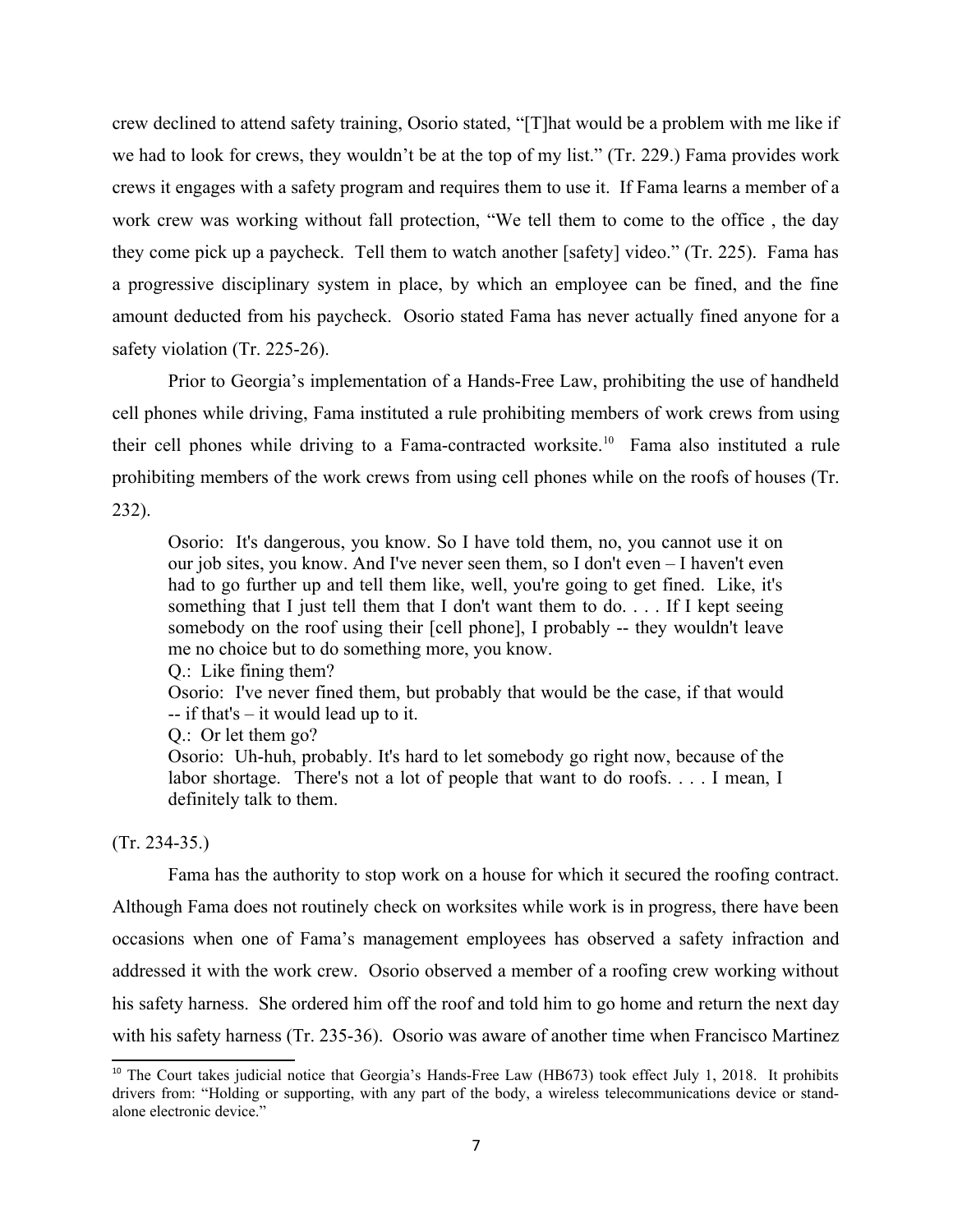crew declined to attend safety training, Osorio stated, "[T]hat would be a problem with me like if we had to look for crews, they wouldn't be at the top of my list." (Tr. 229.) Fama provides work crews it engages with a safety program and requires them to use it. If Fama learns a member of a work crew was working without fall protection, "We tell them to come to the office , the day they come pick up a paycheck. Tell them to watch another [safety] video." (Tr. 225). Fama has a progressive disciplinary system in place, by which an employee can be fined, and the fine amount deducted from his paycheck. Osorio stated Fama has never actually fined anyone for a safety violation (Tr. 225-26).

Prior to Georgia's implementation of a Hands-Free Law, prohibiting the use of handheld cell phones while driving, Fama instituted a rule prohibiting members of work crews from using their cell phones while driving to a Fama-contracted worksite.[10] Fama also instituted a rule prohibiting members of the work crews from using cell phones while on the roofs of houses (Tr. 232).

> Osorio: It's dangerous, you know. So I have told them, no, you cannot use it on our job sites, you know. And I've never seen them, so I don't even – I haven't even had to go further up and tell them like, well, you're going to get fined. Like, it's something that I just tell them that I don't want them to do. . . . If I kept seeing somebody on the roof using their [cell phone], I probably -- they wouldn't leave me no choice but to do something more, you know.
>
> Q.: Like fining them?
>
> Osorio: I've never fined them, but probably that would be the case, if that would -- if that's – it would lead up to it.
>
> Q.: Or let them go?
>
> Osorio: Uh-huh, probably. It's hard to let somebody go right now, because of the labor shortage. There's not a lot of people that want to do roofs. . . . I mean, I definitely talk to them.

(Tr. 234-35.)

Fama has the authority to stop work on a house for which it secured the roofing contract. Although Fama does not routinely check on worksites while work is in progress, there have been occasions when one of Fama's management employees has observed a safety infraction and addressed it with the work crew. Osorio observed a member of a roofing crew working without his safety harness. She ordered him off the roof and told him to go home and return the next day with his safety harness (Tr. 235-36). Osorio was aware of another time when Francisco Martinez

---

[10] The Court takes judicial notice that Georgia's Hands-Free Law (HB673) took effect July 1, 2018. It prohibits drivers from: "Holding or supporting, with any part of the body, a wireless telecommunications device or stand-alone electronic device."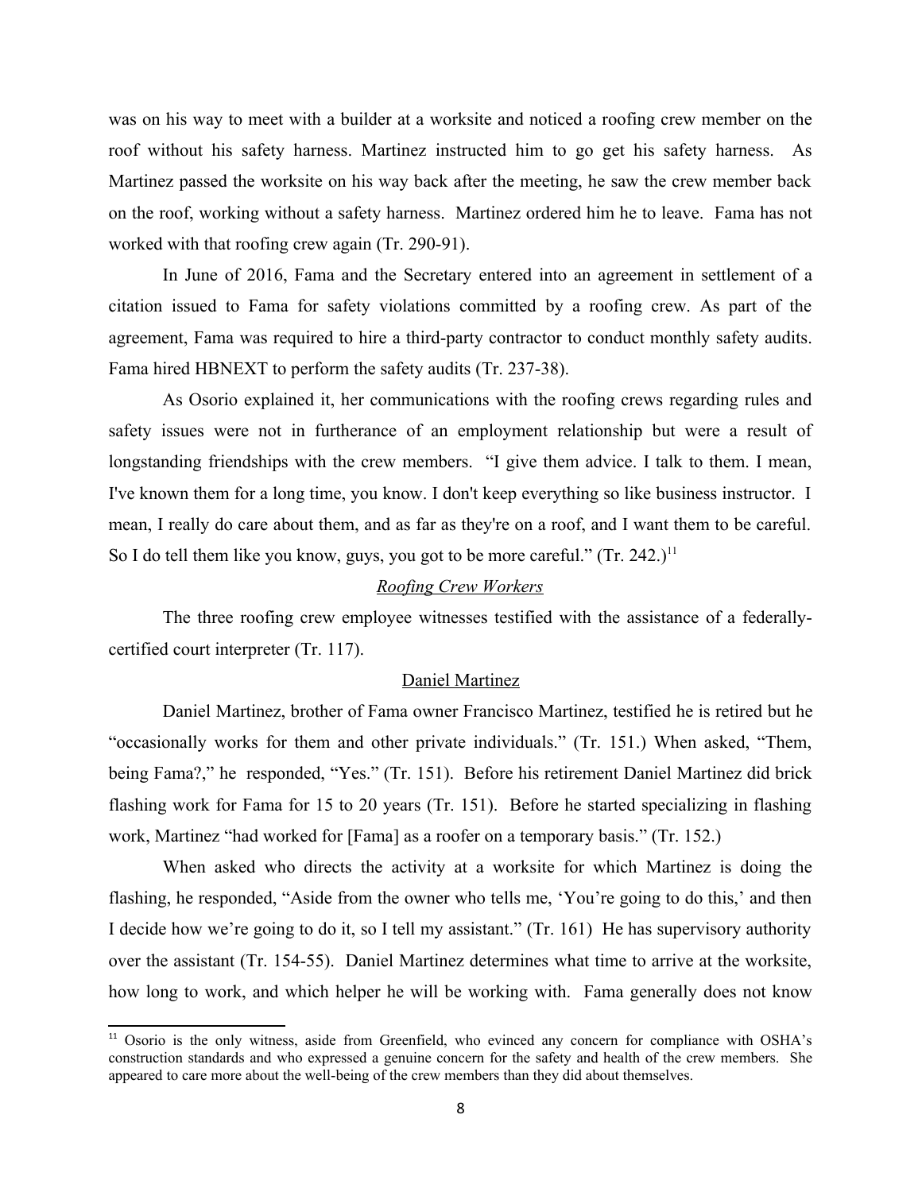was on his way to meet with a builder at a worksite and noticed a roofing crew member on the roof without his safety harness. Martinez instructed him to go get his safety harness. As Martinez passed the worksite on his way back after the meeting, he saw the crew member back on the roof, working without a safety harness. Martinez ordered him he to leave. Fama has not worked with that roofing crew again (Tr. 290-91).

In June of 2016, Fama and the Secretary entered into an agreement in settlement of a citation issued to Fama for safety violations committed by a roofing crew. As part of the agreement, Fama was required to hire a third-party contractor to conduct monthly safety audits. Fama hired HBNEXT to perform the safety audits (Tr. 237-38).

As Osorio explained it, her communications with the roofing crews regarding rules and safety issues were not in furtherance of an employment relationship but were a result of longstanding friendships with the crew members. "I give them advice. I talk to them. I mean, I've known them for a long time, you know. I don't keep everything so like business instructor. I mean, I really do care about them, and as far as they're on a roof, and I want them to be careful. So I do tell them like you know, guys, you got to be more careful." (Tr. 242.)[11]

### *Roofing Crew Workers*

The three roofing crew employee witnesses testified with the assistance of a federally-certified court interpreter (Tr. 117).

#### Daniel Martinez

Daniel Martinez, brother of Fama owner Francisco Martinez, testified he is retired but he "occasionally works for them and other private individuals." (Tr. 151.) When asked, "Them, being Fama?," he responded, "Yes." (Tr. 151). Before his retirement Daniel Martinez did brick flashing work for Fama for 15 to 20 years (Tr. 151). Before he started specializing in flashing work, Martinez "had worked for [Fama] as a roofer on a temporary basis." (Tr. 152.)

When asked who directs the activity at a worksite for which Martinez is doing the flashing, he responded, "Aside from the owner who tells me, 'You're going to do this,' and then I decide how we're going to do it, so I tell my assistant." (Tr. 161) He has supervisory authority over the assistant (Tr. 154-55). Daniel Martinez determines what time to arrive at the worksite, how long to work, and which helper he will be working with. Fama generally does not know

[11] Osorio is the only witness, aside from Greenfield, who evinced any concern for compliance with OSHA's construction standards and who expressed a genuine concern for the safety and health of the crew members. She appeared to care more about the well-being of the crew members than they did about themselves.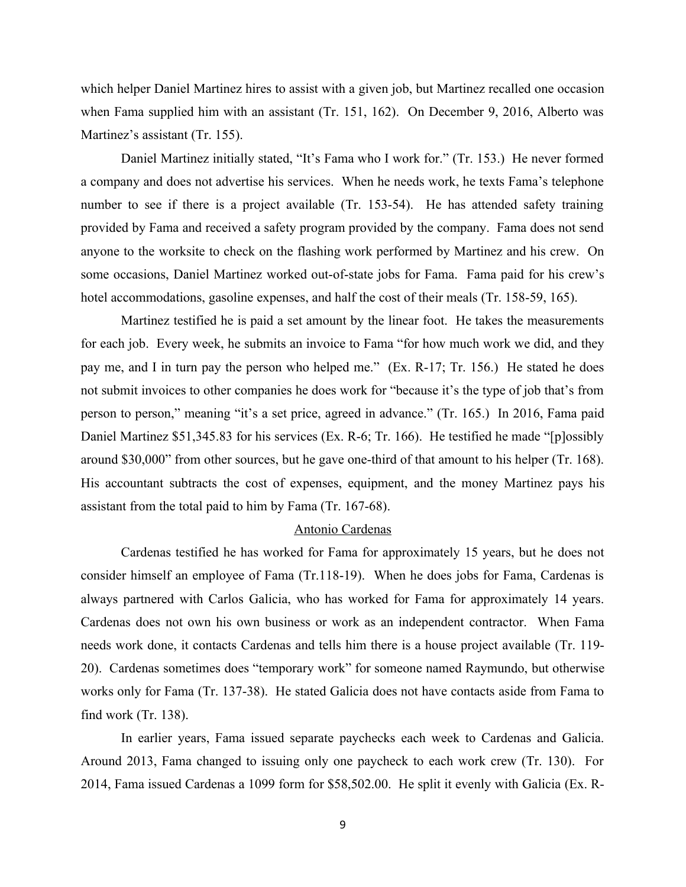which helper Daniel Martinez hires to assist with a given job, but Martinez recalled one occasion when Fama supplied him with an assistant (Tr. 151, 162). On December 9, 2016, Alberto was Martinez's assistant (Tr. 155).

Daniel Martinez initially stated, "It's Fama who I work for." (Tr. 153.) He never formed a company and does not advertise his services. When he needs work, he texts Fama's telephone number to see if there is a project available (Tr. 153-54). He has attended safety training provided by Fama and received a safety program provided by the company. Fama does not send anyone to the worksite to check on the flashing work performed by Martinez and his crew. On some occasions, Daniel Martinez worked out-of-state jobs for Fama. Fama paid for his crew's hotel accommodations, gasoline expenses, and half the cost of their meals (Tr. 158-59, 165).

Martinez testified he is paid a set amount by the linear foot. He takes the measurements for each job. Every week, he submits an invoice to Fama "for how much work we did, and they pay me, and I in turn pay the person who helped me." (Ex. R-17; Tr. 156.) He stated he does not submit invoices to other companies he does work for "because it's the type of job that's from person to person," meaning "it's a set price, agreed in advance." (Tr. 165.) In 2016, Fama paid Daniel Martinez $51,345.83 for his services (Ex. R-6; Tr. 166). He testified he made "[p]ossibly around $30,000" from other sources, but he gave one-third of that amount to his helper (Tr. 168). His accountant subtracts the cost of expenses, equipment, and the money Martinez pays his assistant from the total paid to him by Fama (Tr. 167-68).

<u>Antonio Cardenas</u>

Cardenas testified he has worked for Fama for approximately 15 years, but he does not consider himself an employee of Fama (Tr.118-19). When he does jobs for Fama, Cardenas is always partnered with Carlos Galicia, who has worked for Fama for approximately 14 years. Cardenas does not own his own business or work as an independent contractor. When Fama needs work done, it contacts Cardenas and tells him there is a house project available (Tr. 119-20). Cardenas sometimes does "temporary work" for someone named Raymundo, but otherwise works only for Fama (Tr. 137-38). He stated Galicia does not have contacts aside from Fama to find work (Tr. 138).

In earlier years, Fama issued separate paychecks each week to Cardenas and Galicia. Around 2013, Fama changed to issuing only one paycheck to each work crew (Tr. 130). For 2014, Fama issued Cardenas a 1099 form for $58,502.00. He split it evenly with Galicia (Ex. R-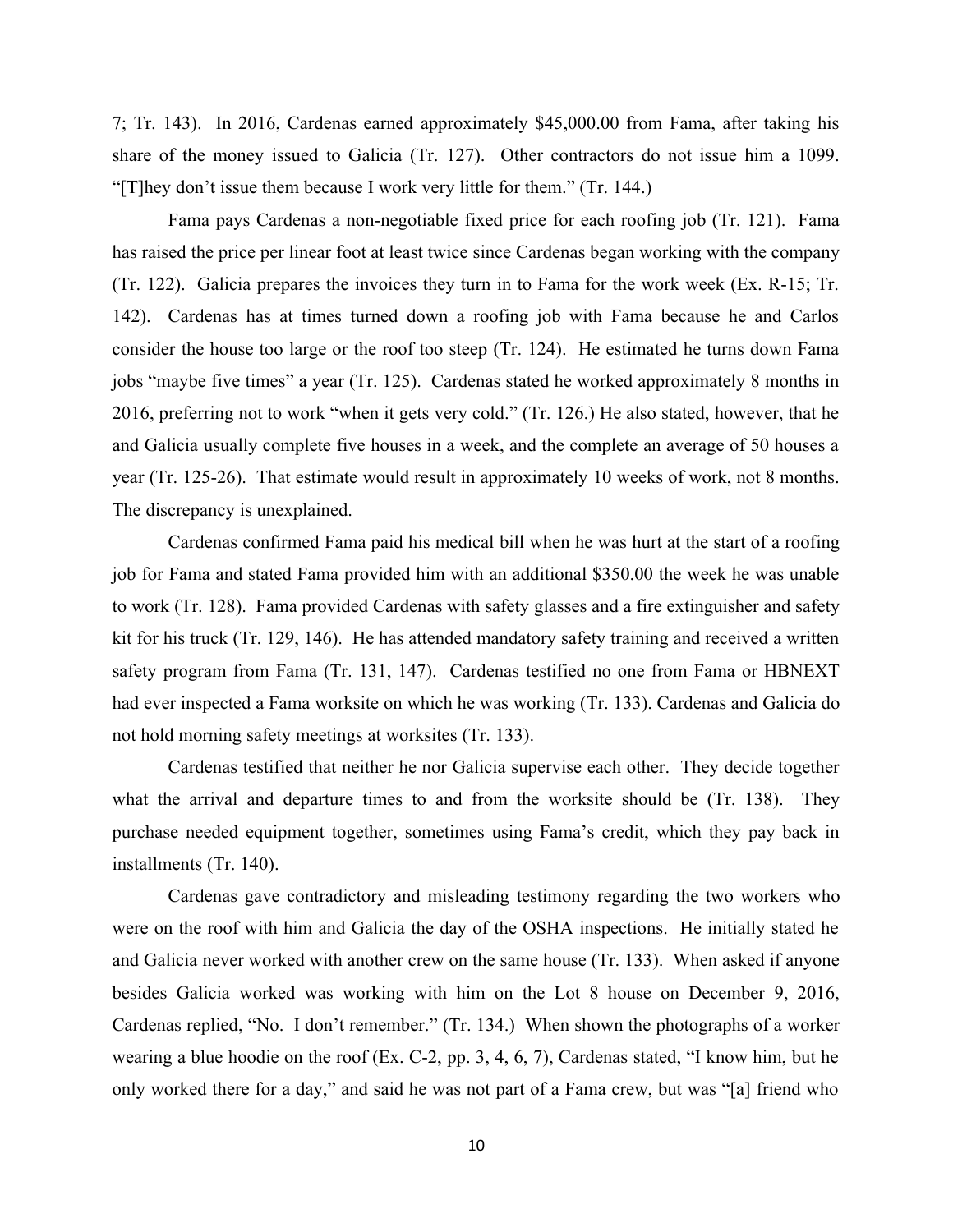7; Tr. 143). In 2016, Cardenas earned approximately $45,000.00 from Fama, after taking his share of the money issued to Galicia (Tr. 127). Other contractors do not issue him a 1099. "[T]hey don't issue them because I work very little for them." (Tr. 144.)

Fama pays Cardenas a non-negotiable fixed price for each roofing job (Tr. 121). Fama has raised the price per linear foot at least twice since Cardenas began working with the company (Tr. 122). Galicia prepares the invoices they turn in to Fama for the work week (Ex. R-15; Tr. 142). Cardenas has at times turned down a roofing job with Fama because he and Carlos consider the house too large or the roof too steep (Tr. 124). He estimated he turns down Fama jobs "maybe five times" a year (Tr. 125). Cardenas stated he worked approximately 8 months in 2016, preferring not to work "when it gets very cold." (Tr. 126.) He also stated, however, that he and Galicia usually complete five houses in a week, and the complete an average of 50 houses a year (Tr. 125-26). That estimate would result in approximately 10 weeks of work, not 8 months. The discrepancy is unexplained.

Cardenas confirmed Fama paid his medical bill when he was hurt at the start of a roofing job for Fama and stated Fama provided him with an additional $350.00 the week he was unable to work (Tr. 128). Fama provided Cardenas with safety glasses and a fire extinguisher and safety kit for his truck (Tr. 129, 146). He has attended mandatory safety training and received a written safety program from Fama (Tr. 131, 147). Cardenas testified no one from Fama or HBNEXT had ever inspected a Fama worksite on which he was working (Tr. 133). Cardenas and Galicia do not hold morning safety meetings at worksites (Tr. 133).

Cardenas testified that neither he nor Galicia supervise each other. They decide together what the arrival and departure times to and from the worksite should be (Tr. 138). They purchase needed equipment together, sometimes using Fama's credit, which they pay back in installments (Tr. 140).

Cardenas gave contradictory and misleading testimony regarding the two workers who were on the roof with him and Galicia the day of the OSHA inspections. He initially stated he and Galicia never worked with another crew on the same house (Tr. 133). When asked if anyone besides Galicia worked was working with him on the Lot 8 house on December 9, 2016, Cardenas replied, "No. I don't remember." (Tr. 134.) When shown the photographs of a worker wearing a blue hoodie on the roof (Ex. C-2, pp. 3, 4, 6, 7), Cardenas stated, "I know him, but he only worked there for a day," and said he was not part of a Fama crew, but was "[a] friend who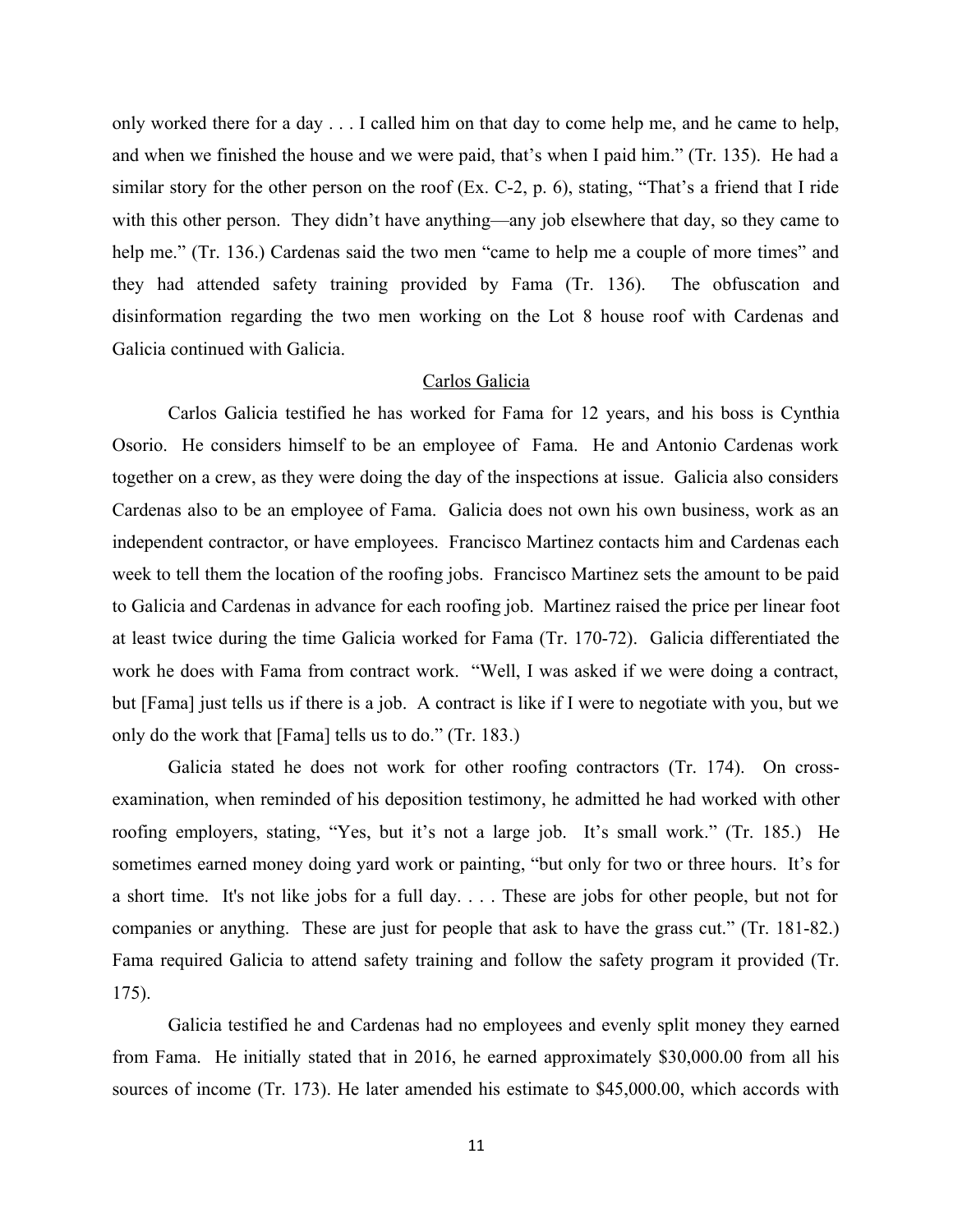only worked there for a day . . . I called him on that day to come help me, and he came to help, and when we finished the house and we were paid, that's when I paid him." (Tr. 135). He had a similar story for the other person on the roof (Ex. C-2, p. 6), stating, "That's a friend that I ride with this other person. They didn't have anything—any job elsewhere that day, so they came to help me." (Tr. 136.) Cardenas said the two men "came to help me a couple of more times" and they had attended safety training provided by Fama (Tr. 136). The obfuscation and disinformation regarding the two men working on the Lot 8 house roof with Cardenas and Galicia continued with Galicia.

<u>Carlos Galicia</u>

Carlos Galicia testified he has worked for Fama for 12 years, and his boss is Cynthia Osorio. He considers himself to be an employee of Fama. He and Antonio Cardenas work together on a crew, as they were doing the day of the inspections at issue. Galicia also considers Cardenas also to be an employee of Fama. Galicia does not own his own business, work as an independent contractor, or have employees. Francisco Martinez contacts him and Cardenas each week to tell them the location of the roofing jobs. Francisco Martinez sets the amount to be paid to Galicia and Cardenas in advance for each roofing job. Martinez raised the price per linear foot at least twice during the time Galicia worked for Fama (Tr. 170-72). Galicia differentiated the work he does with Fama from contract work. "Well, I was asked if we were doing a contract, but [Fama] just tells us if there is a job. A contract is like if I were to negotiate with you, but we only do the work that [Fama] tells us to do." (Tr. 183.)

Galicia stated he does not work for other roofing contractors (Tr. 174). On cross-examination, when reminded of his deposition testimony, he admitted he had worked with other roofing employers, stating, "Yes, but it's not a large job. It's small work." (Tr. 185.) He sometimes earned money doing yard work or painting, "but only for two or three hours. It's for a short time. It's not like jobs for a full day. . . . These are jobs for other people, but not for companies or anything. These are just for people that ask to have the grass cut." (Tr. 181-82.) Fama required Galicia to attend safety training and follow the safety program it provided (Tr. 175).

Galicia testified he and Cardenas had no employees and evenly split money they earned from Fama. He initially stated that in 2016, he earned approximately $30,000.00 from all his sources of income (Tr. 173). He later amended his estimate to $45,000.00, which accords with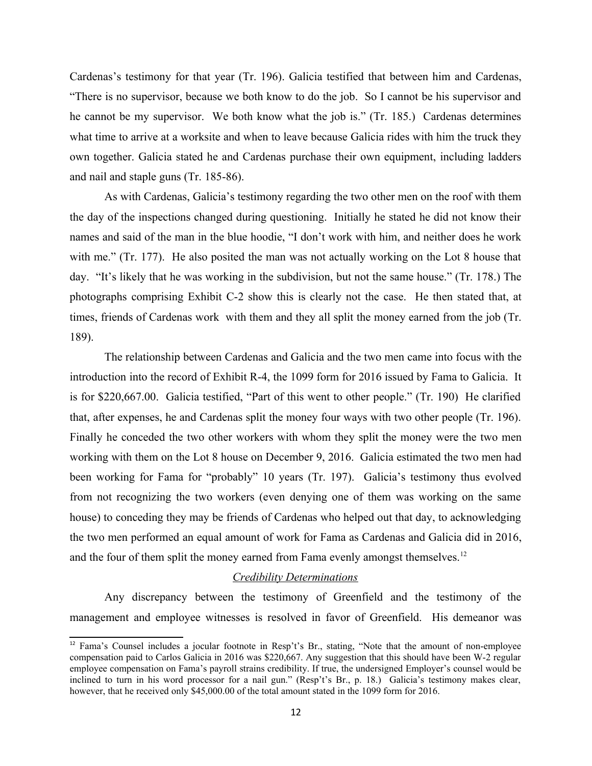Cardenas's testimony for that year (Tr. 196). Galicia testified that between him and Cardenas, "There is no supervisor, because we both know to do the job. So I cannot be his supervisor and he cannot be my supervisor. We both know what the job is." (Tr. 185.) Cardenas determines what time to arrive at a worksite and when to leave because Galicia rides with him the truck they own together. Galicia stated he and Cardenas purchase their own equipment, including ladders and nail and staple guns (Tr. 185-86).

As with Cardenas, Galicia's testimony regarding the two other men on the roof with them the day of the inspections changed during questioning. Initially he stated he did not know their names and said of the man in the blue hoodie, "I don't work with him, and neither does he work with me." (Tr. 177). He also posited the man was not actually working on the Lot 8 house that day. "It's likely that he was working in the subdivision, but not the same house." (Tr. 178.) The photographs comprising Exhibit C-2 show this is clearly not the case. He then stated that, at times, friends of Cardenas work with them and they all split the money earned from the job (Tr. 189).

The relationship between Cardenas and Galicia and the two men came into focus with the introduction into the record of Exhibit R-4, the 1099 form for 2016 issued by Fama to Galicia. It is for $220,667.00. Galicia testified, "Part of this went to other people." (Tr. 190) He clarified that, after expenses, he and Cardenas split the money four ways with two other people (Tr. 196). Finally he conceded the two other workers with whom they split the money were the two men working with them on the Lot 8 house on December 9, 2016. Galicia estimated the two men had been working for Fama for "probably" 10 years (Tr. 197). Galicia's testimony thus evolved from not recognizing the two workers (even denying one of them was working on the same house) to conceding they may be friends of Cardenas who helped out that day, to acknowledging the two men performed an equal amount of work for Fama as Cardenas and Galicia did in 2016, and the four of them split the money earned from Fama evenly amongst themselves.[12]

*Credibility Determinations*

Any discrepancy between the testimony of Greenfield and the testimony of the management and employee witnesses is resolved in favor of Greenfield. His demeanor was

---

[12] Fama's Counsel includes a jocular footnote in Resp't's Br., stating, "Note that the amount of non-employee compensation paid to Carlos Galicia in 2016 was $220,667. Any suggestion that this should have been W-2 regular employee compensation on Fama's payroll strains credibility. If true, the undersigned Employer's counsel would be inclined to turn in his word processor for a nail gun." (Resp't's Br., p. 18.) Galicia's testimony makes clear, however, that he received only $45,000.00 of the total amount stated in the 1099 form for 2016.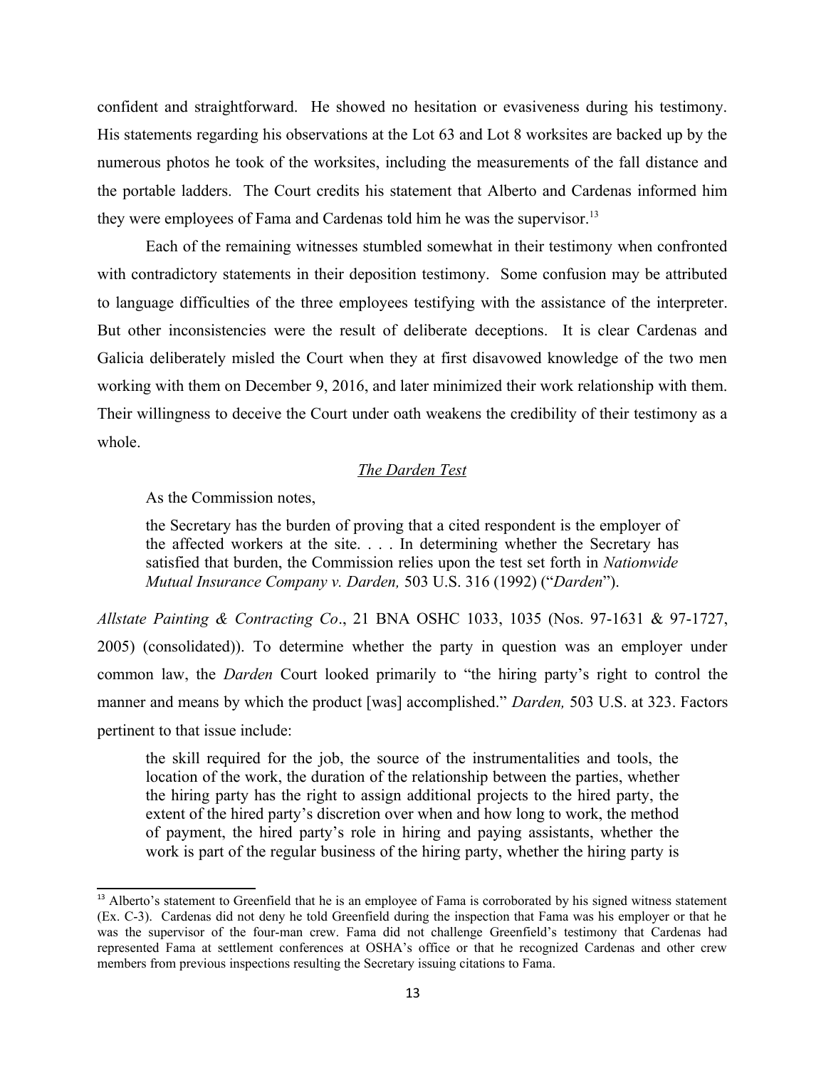confident and straightforward. He showed no hesitation or evasiveness during his testimony. His statements regarding his observations at the Lot 63 and Lot 8 worksites are backed up by the numerous photos he took of the worksites, including the measurements of the fall distance and the portable ladders. The Court credits his statement that Alberto and Cardenas informed him they were employees of Fama and Cardenas told him he was the supervisor.[13]

Each of the remaining witnesses stumbled somewhat in their testimony when confronted with contradictory statements in their deposition testimony. Some confusion may be attributed to language difficulties of the three employees testifying with the assistance of the interpreter. But other inconsistencies were the result of deliberate deceptions. It is clear Cardenas and Galicia deliberately misled the Court when they at first disavowed knowledge of the two men working with them on December 9, 2016, and later minimized their work relationship with them. Their willingness to deceive the Court under oath weakens the credibility of their testimony as a whole.

### *The Darden Test*

As the Commission notes,

> the Secretary has the burden of proving that a cited respondent is the employer of the affected workers at the site. . . . In determining whether the Secretary has satisfied that burden, the Commission relies upon the test set forth in *Nationwide Mutual Insurance Company v. Darden,* 503 U.S. 316 (1992) ("*Darden*").

*Allstate Painting & Contracting Co*., 21 BNA OSHC 1033, 1035 (Nos. 97-1631 & 97-1727, 2005) (consolidated)). To determine whether the party in question was an employer under common law, the *Darden* Court looked primarily to "the hiring party's right to control the manner and means by which the product [was] accomplished." *Darden,* 503 U.S. at 323. Factors pertinent to that issue include:

> the skill required for the job, the source of the instrumentalities and tools, the location of the work, the duration of the relationship between the parties, whether the hiring party has the right to assign additional projects to the hired party, the extent of the hired party's discretion over when and how long to work, the method of payment, the hired party's role in hiring and paying assistants, whether the work is part of the regular business of the hiring party, whether the hiring party is

[13] Alberto's statement to Greenfield that he is an employee of Fama is corroborated by his signed witness statement (Ex. C-3). Cardenas did not deny he told Greenfield during the inspection that Fama was his employer or that he was the supervisor of the four-man crew. Fama did not challenge Greenfield's testimony that Cardenas had represented Fama at settlement conferences at OSHA's office or that he recognized Cardenas and other crew members from previous inspections resulting the Secretary issuing citations to Fama.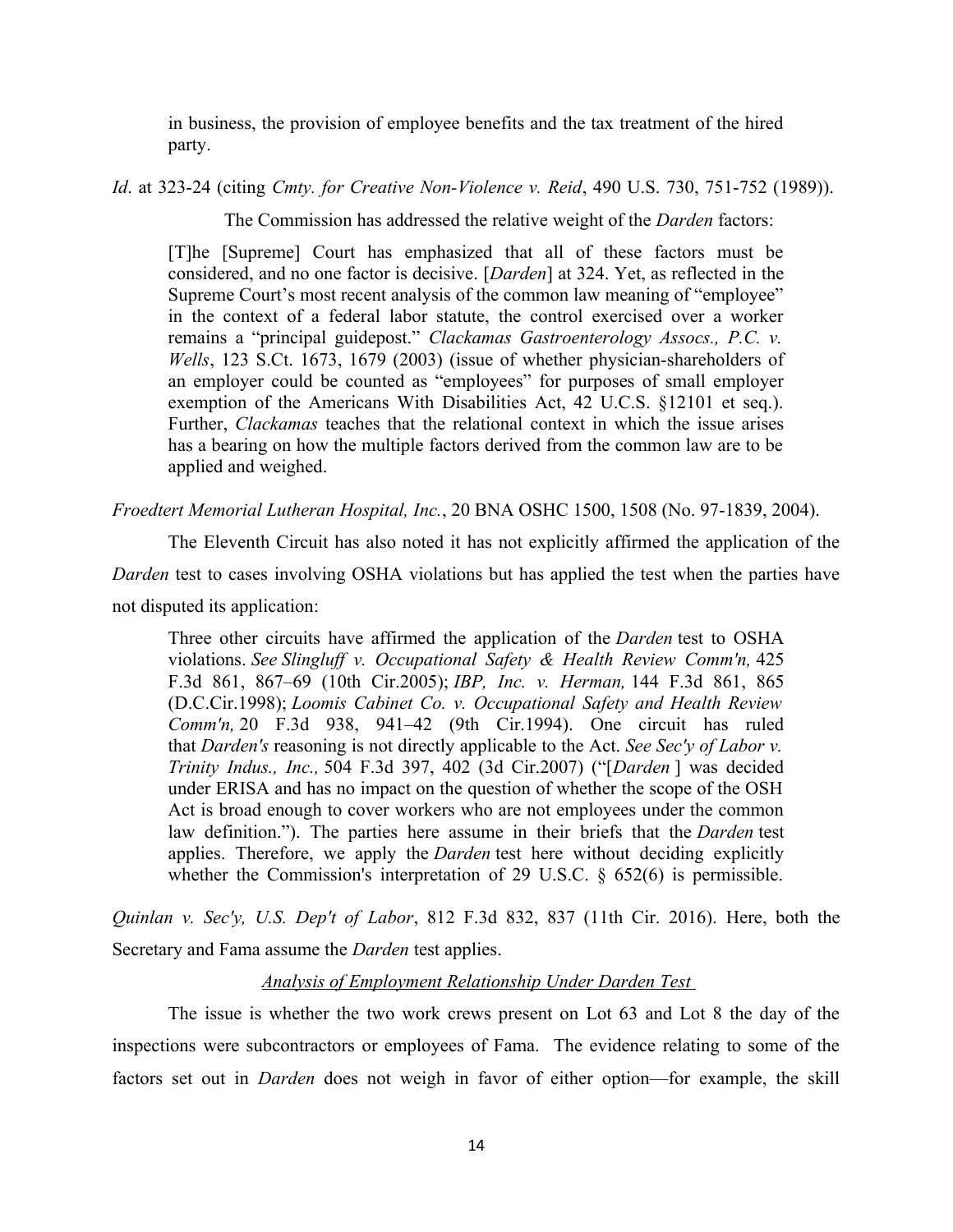in business, the provision of employee benefits and the tax treatment of the hired party.

*Id*. at 323-24 (citing *Cmty. for Creative Non-Violence v. Reid*, 490 U.S. 730, 751-752 (1989)).

The Commission has addressed the relative weight of the *Darden* factors:

> [T]he [Supreme] Court has emphasized that all of these factors must be considered, and no one factor is decisive. [*Darden*] at 324. Yet, as reflected in the Supreme Court's most recent analysis of the common law meaning of "employee" in the context of a federal labor statute, the control exercised over a worker remains a "principal guidepost." *Clackamas Gastroenterology Assocs., P.C. v. Wells*, 123 S.Ct. 1673, 1679 (2003) (issue of whether physician-shareholders of an employer could be counted as "employees" for purposes of small employer exemption of the Americans With Disabilities Act, 42 U.C.S. §12101 et seq.). Further, *Clackamas* teaches that the relational context in which the issue arises has a bearing on how the multiple factors derived from the common law are to be applied and weighed.

*Froedtert Memorial Lutheran Hospital, Inc.*, 20 BNA OSHC 1500, 1508 (No. 97-1839, 2004).

The Eleventh Circuit has also noted it has not explicitly affirmed the application of the *Darden* test to cases involving OSHA violations but has applied the test when the parties have not disputed its application:

> Three other circuits have affirmed the application of the *Darden* test to OSHA violations. *See Slingluff v. Occupational Safety & Health Review Comm'n,* 425 F.3d 861, 867–69 (10th Cir.2005); *IBP, Inc. v. Herman,* 144 F.3d 861, 865 (D.C.Cir.1998); *Loomis Cabinet Co. v. Occupational Safety and Health Review Comm'n,* 20 F.3d 938, 941–42 (9th Cir.1994). One circuit has ruled that *Darden's* reasoning is not directly applicable to the Act. *See Sec'y of Labor v. Trinity Indus., Inc.,* 504 F.3d 397, 402 (3d Cir.2007) ("[*Darden* ] was decided under ERISA and has no impact on the question of whether the scope of the OSH Act is broad enough to cover workers who are not employees under the common law definition."). The parties here assume in their briefs that the *Darden* test applies. Therefore, we apply the *Darden* test here without deciding explicitly whether the Commission's interpretation of 29 U.S.C. § 652(6) is permissible.

*Quinlan v. Sec'y, U.S. Dep't of Labor*, 812 F.3d 832, 837 (11th Cir. 2016). Here, both the Secretary and Fama assume the *Darden* test applies.

*Analysis of Employment Relationship Under Darden Test*

The issue is whether the two work crews present on Lot 63 and Lot 8 the day of the inspections were subcontractors or employees of Fama. The evidence relating to some of the factors set out in *Darden* does not weigh in favor of either option—for example, the skill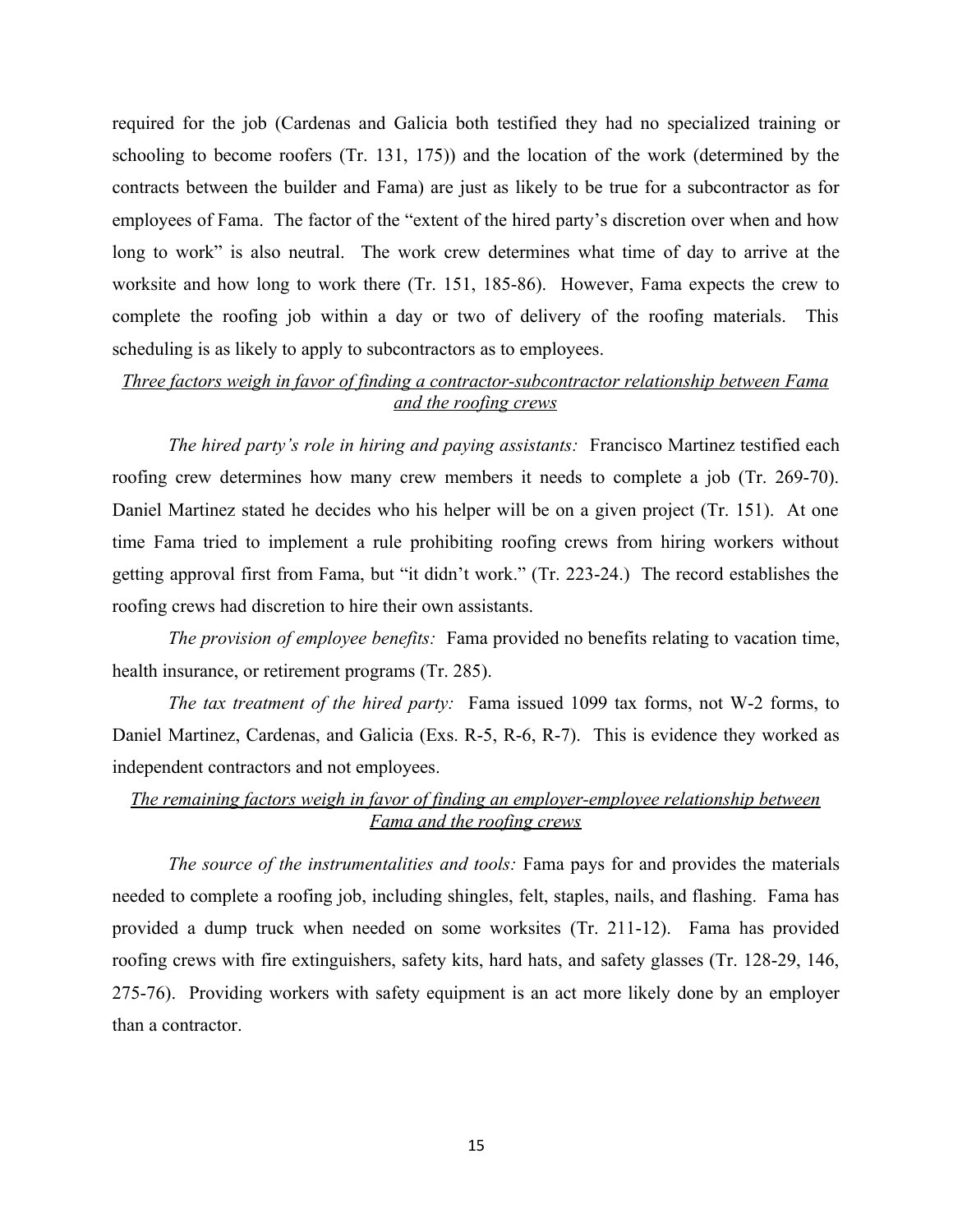required for the job (Cardenas and Galicia both testified they had no specialized training or schooling to become roofers (Tr. 131, 175)) and the location of the work (determined by the contracts between the builder and Fama) are just as likely to be true for a subcontractor as for employees of Fama. The factor of the "extent of the hired party's discretion over when and how long to work" is also neutral. The work crew determines what time of day to arrive at the worksite and how long to work there (Tr. 151, 185-86). However, Fama expects the crew to complete the roofing job within a day or two of delivery of the roofing materials. This scheduling is as likely to apply to subcontractors as to employees.

<u>*Three factors weigh in favor of finding a contractor-subcontractor relationship between Fama and the roofing crews*</u>

*The hired party's role in hiring and paying assistants:* Francisco Martinez testified each roofing crew determines how many crew members it needs to complete a job (Tr. 269-70). Daniel Martinez stated he decides who his helper will be on a given project (Tr. 151). At one time Fama tried to implement a rule prohibiting roofing crews from hiring workers without getting approval first from Fama, but "it didn't work." (Tr. 223-24.) The record establishes the roofing crews had discretion to hire their own assistants.

*The provision of employee benefits:* Fama provided no benefits relating to vacation time, health insurance, or retirement programs (Tr. 285).

*The tax treatment of the hired party:* Fama issued 1099 tax forms, not W-2 forms, to Daniel Martinez, Cardenas, and Galicia (Exs. R-5, R-6, R-7). This is evidence they worked as independent contractors and not employees.

<u>*The remaining factors weigh in favor of finding an employer-employee relationship between Fama and the roofing crews*</u>

*The source of the instrumentalities and tools:* Fama pays for and provides the materials needed to complete a roofing job, including shingles, felt, staples, nails, and flashing. Fama has provided a dump truck when needed on some worksites (Tr. 211-12). Fama has provided roofing crews with fire extinguishers, safety kits, hard hats, and safety glasses (Tr. 128-29, 146, 275-76). Providing workers with safety equipment is an act more likely done by an employer than a contractor.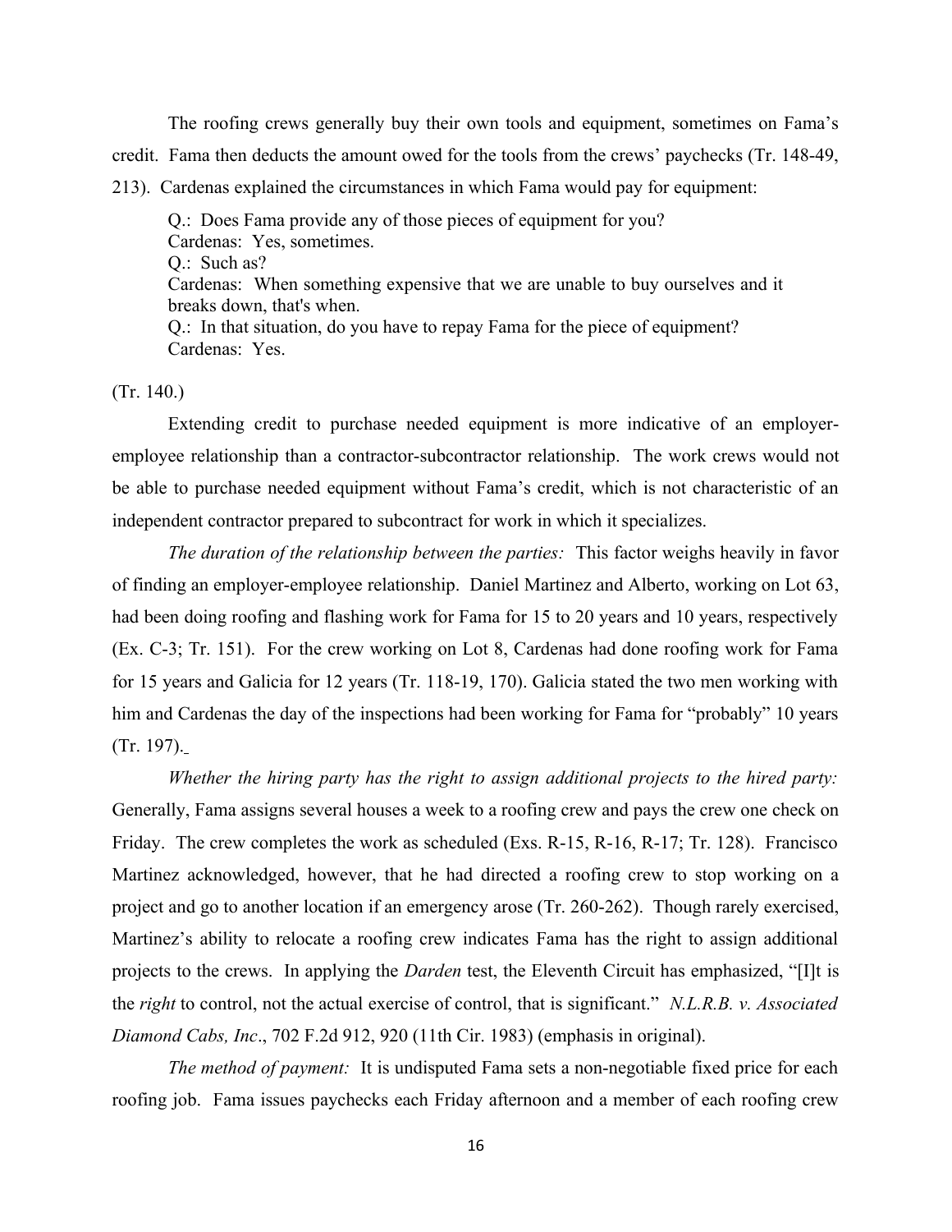The roofing crews generally buy their own tools and equipment, sometimes on Fama's credit. Fama then deducts the amount owed for the tools from the crews' paychecks (Tr. 148-49, 213). Cardenas explained the circumstances in which Fama would pay for equipment:

> Q.: Does Fama provide any of those pieces of equipment for you?
> Cardenas: Yes, sometimes.
> Q.: Such as?
> Cardenas: When something expensive that we are unable to buy ourselves and it breaks down, that's when.
> Q.: In that situation, do you have to repay Fama for the piece of equipment?
> Cardenas: Yes.

(Tr. 140.)

Extending credit to purchase needed equipment is more indicative of an employer-employee relationship than a contractor-subcontractor relationship. The work crews would not be able to purchase needed equipment without Fama's credit, which is not characteristic of an independent contractor prepared to subcontract for work in which it specializes.

*The duration of the relationship between the parties:* This factor weighs heavily in favor of finding an employer-employee relationship. Daniel Martinez and Alberto, working on Lot 63, had been doing roofing and flashing work for Fama for 15 to 20 years and 10 years, respectively (Ex. C-3; Tr. 151). For the crew working on Lot 8, Cardenas had done roofing work for Fama for 15 years and Galicia for 12 years (Tr. 118-19, 170). Galicia stated the two men working with him and Cardenas the day of the inspections had been working for Fama for "probably" 10 years (Tr. 197).

*Whether the hiring party has the right to assign additional projects to the hired party:* Generally, Fama assigns several houses a week to a roofing crew and pays the crew one check on Friday. The crew completes the work as scheduled (Exs. R-15, R-16, R-17; Tr. 128). Francisco Martinez acknowledged, however, that he had directed a roofing crew to stop working on a project and go to another location if an emergency arose (Tr. 260-262). Though rarely exercised, Martinez's ability to relocate a roofing crew indicates Fama has the right to assign additional projects to the crews. In applying the *Darden* test, the Eleventh Circuit has emphasized, "[I]t is the *right* to control, not the actual exercise of control, that is significant." *N.L.R.B. v. Associated Diamond Cabs, Inc*., 702 F.2d 912, 920 (11th Cir. 1983) (emphasis in original).

*The method of payment:* It is undisputed Fama sets a non-negotiable fixed price for each roofing job. Fama issues paychecks each Friday afternoon and a member of each roofing crew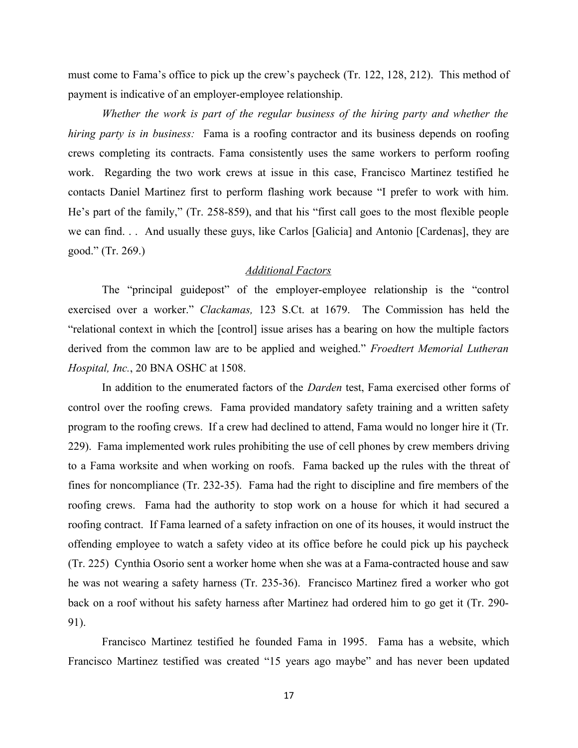must come to Fama's office to pick up the crew's paycheck (Tr. 122, 128, 212). This method of payment is indicative of an employer-employee relationship.

*Whether the work is part of the regular business of the hiring party and whether the hiring party is in business:* Fama is a roofing contractor and its business depends on roofing crews completing its contracts. Fama consistently uses the same workers to perform roofing work. Regarding the two work crews at issue in this case, Francisco Martinez testified he contacts Daniel Martinez first to perform flashing work because "I prefer to work with him. He's part of the family," (Tr. 258-859), and that his "first call goes to the most flexible people we can find. . . And usually these guys, like Carlos [Galicia] and Antonio [Cardenas], they are good." (Tr. 269.)

<u>*Additional Factors*</u>

The "principal guidepost" of the employer-employee relationship is the "control exercised over a worker." *Clackamas,* 123 S.Ct. at 1679. The Commission has held the "relational context in which the [control] issue arises has a bearing on how the multiple factors derived from the common law are to be applied and weighed." *Froedtert Memorial Lutheran Hospital, Inc.*, 20 BNA OSHC at 1508.

In addition to the enumerated factors of the *Darden* test, Fama exercised other forms of control over the roofing crews. Fama provided mandatory safety training and a written safety program to the roofing crews. If a crew had declined to attend, Fama would no longer hire it (Tr. 229). Fama implemented work rules prohibiting the use of cell phones by crew members driving to a Fama worksite and when working on roofs. Fama backed up the rules with the threat of fines for noncompliance (Tr. 232-35). Fama had the right to discipline and fire members of the roofing crews. Fama had the authority to stop work on a house for which it had secured a roofing contract. If Fama learned of a safety infraction on one of its houses, it would instruct the offending employee to watch a safety video at its office before he could pick up his paycheck (Tr. 225) Cynthia Osorio sent a worker home when she was at a Fama-contracted house and saw he was not wearing a safety harness (Tr. 235-36). Francisco Martinez fired a worker who got back on a roof without his safety harness after Martinez had ordered him to go get it (Tr. 290-91).

Francisco Martinez testified he founded Fama in 1995. Fama has a website, which Francisco Martinez testified was created "15 years ago maybe" and has never been updated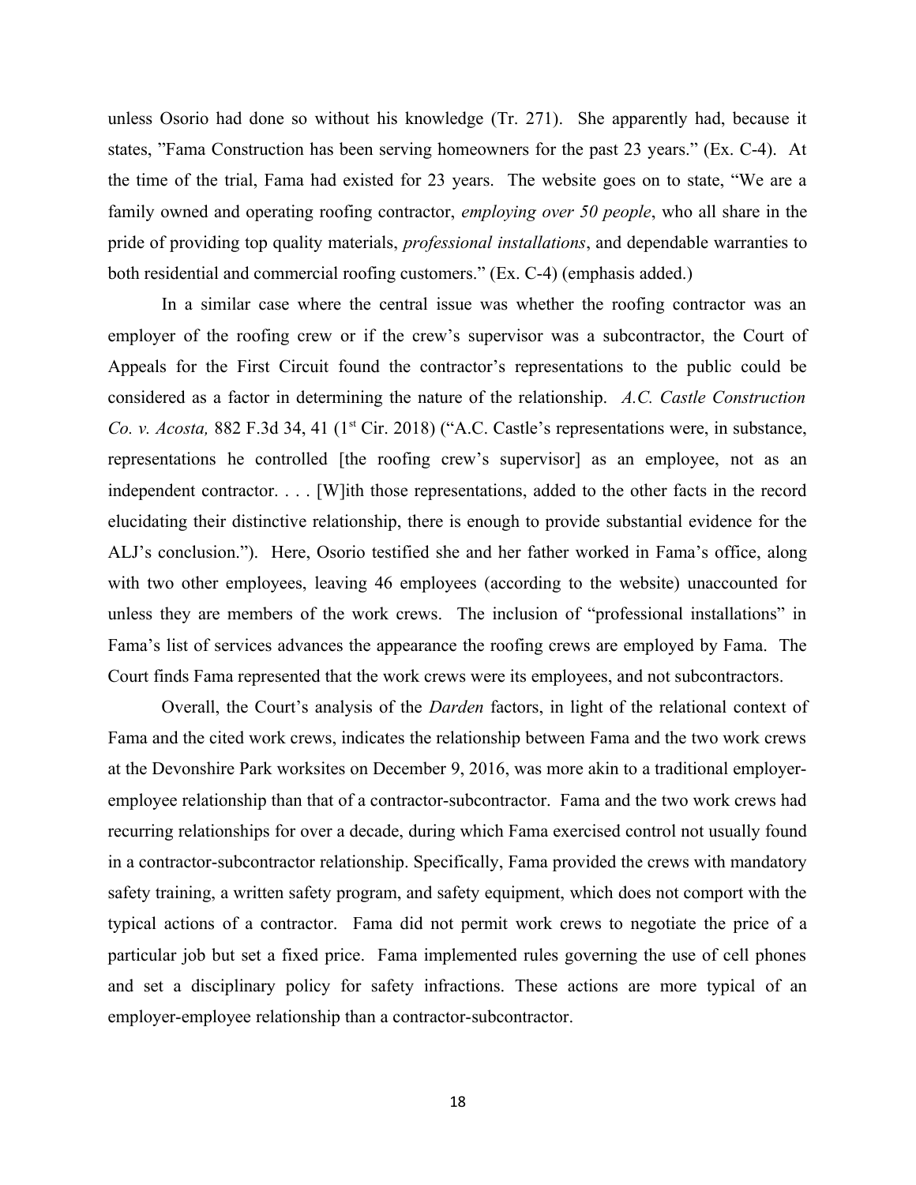unless Osorio had done so without his knowledge (Tr. 271). She apparently had, because it states, "Fama Construction has been serving homeowners for the past 23 years." (Ex. C-4). At the time of the trial, Fama had existed for 23 years. The website goes on to state, "We are a family owned and operating roofing contractor, *employing over 50 people*, who all share in the pride of providing top quality materials, *professional installations*, and dependable warranties to both residential and commercial roofing customers." (Ex. C-4) (emphasis added.)

In a similar case where the central issue was whether the roofing contractor was an employer of the roofing crew or if the crew's supervisor was a subcontractor, the Court of Appeals for the First Circuit found the contractor's representations to the public could be considered as a factor in determining the nature of the relationship. *A.C. Castle Construction Co. v. Acosta,* 882 F.3d 34, 41 (1st Cir. 2018) ("A.C. Castle's representations were, in substance, representations he controlled [the roofing crew's supervisor] as an employee, not as an independent contractor. . . . [W]ith those representations, added to the other facts in the record elucidating their distinctive relationship, there is enough to provide substantial evidence for the ALJ's conclusion."). Here, Osorio testified she and her father worked in Fama's office, along with two other employees, leaving 46 employees (according to the website) unaccounted for unless they are members of the work crews. The inclusion of "professional installations" in Fama's list of services advances the appearance the roofing crews are employed by Fama. The Court finds Fama represented that the work crews were its employees, and not subcontractors.

Overall, the Court's analysis of the *Darden* factors, in light of the relational context of Fama and the cited work crews, indicates the relationship between Fama and the two work crews at the Devonshire Park worksites on December 9, 2016, was more akin to a traditional employer-employee relationship than that of a contractor-subcontractor. Fama and the two work crews had recurring relationships for over a decade, during which Fama exercised control not usually found in a contractor-subcontractor relationship. Specifically, Fama provided the crews with mandatory safety training, a written safety program, and safety equipment, which does not comport with the typical actions of a contractor. Fama did not permit work crews to negotiate the price of a particular job but set a fixed price. Fama implemented rules governing the use of cell phones and set a disciplinary policy for safety infractions. These actions are more typical of an employer-employee relationship than a contractor-subcontractor.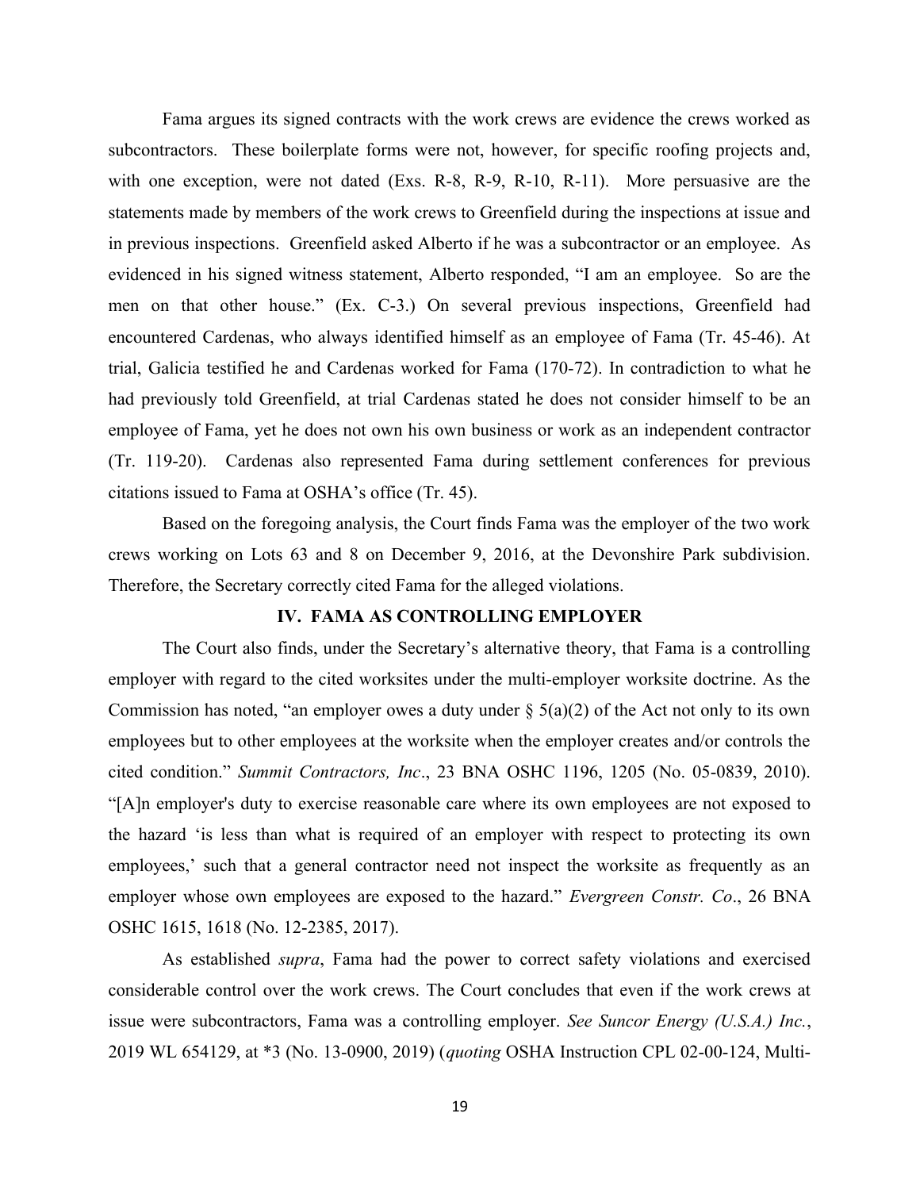Fama argues its signed contracts with the work crews are evidence the crews worked as subcontractors. These boilerplate forms were not, however, for specific roofing projects and, with one exception, were not dated (Exs. R-8, R-9, R-10, R-11). More persuasive are the statements made by members of the work crews to Greenfield during the inspections at issue and in previous inspections. Greenfield asked Alberto if he was a subcontractor or an employee. As evidenced in his signed witness statement, Alberto responded, "I am an employee. So are the men on that other house." (Ex. C-3.) On several previous inspections, Greenfield had encountered Cardenas, who always identified himself as an employee of Fama (Tr. 45-46). At trial, Galicia testified he and Cardenas worked for Fama (170-72). In contradiction to what he had previously told Greenfield, at trial Cardenas stated he does not consider himself to be an employee of Fama, yet he does not own his own business or work as an independent contractor (Tr. 119-20). Cardenas also represented Fama during settlement conferences for previous citations issued to Fama at OSHA's office (Tr. 45).

Based on the foregoing analysis, the Court finds Fama was the employer of the two work crews working on Lots 63 and 8 on December 9, 2016, at the Devonshire Park subdivision. Therefore, the Secretary correctly cited Fama for the alleged violations.

## IV. FAMA AS CONTROLLING EMPLOYER

The Court also finds, under the Secretary's alternative theory, that Fama is a controlling employer with regard to the cited worksites under the multi-employer worksite doctrine. As the Commission has noted, "an employer owes a duty under § 5(a)(2) of the Act not only to its own employees but to other employees at the worksite when the employer creates and/or controls the cited condition." *Summit Contractors, Inc*., 23 BNA OSHC 1196, 1205 (No. 05-0839, 2010). "[A]n employer's duty to exercise reasonable care where its own employees are not exposed to the hazard 'is less than what is required of an employer with respect to protecting its own employees,' such that a general contractor need not inspect the worksite as frequently as an employer whose own employees are exposed to the hazard." *Evergreen Constr. Co*., 26 BNA OSHC 1615, 1618 (No. 12-2385, 2017).

As established *supra*, Fama had the power to correct safety violations and exercised considerable control over the work crews. The Court concludes that even if the work crews at issue were subcontractors, Fama was a controlling employer. *See Suncor Energy (U.S.A.) Inc.*, 2019 WL 654129, at *3 (No. 13-0900, 2019) (*quoting* OSHA Instruction CPL 02-00-124, Multi-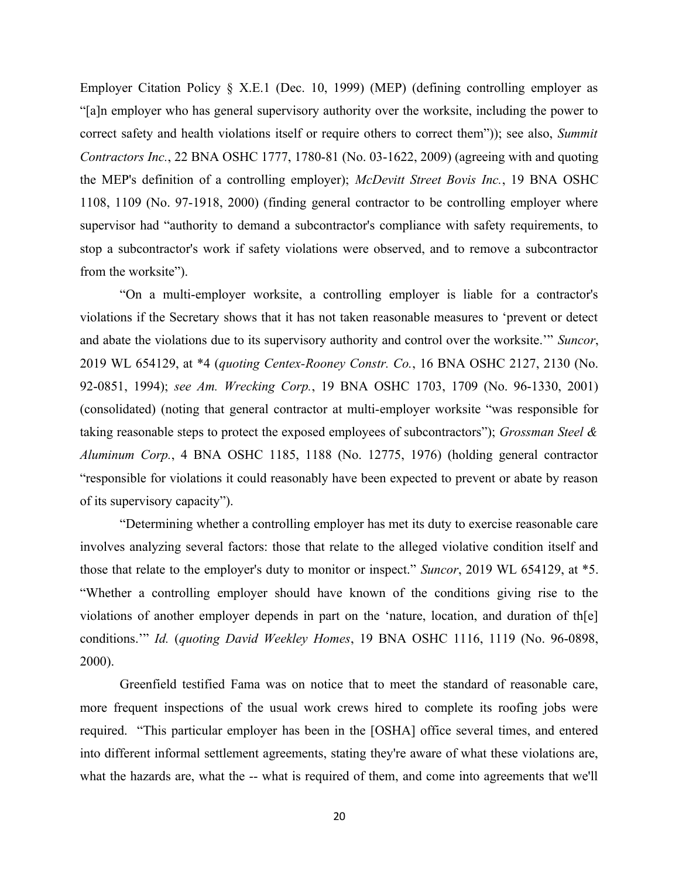Employer Citation Policy § X.E.1 (Dec. 10, 1999) (MEP) (defining controlling employer as "[a]n employer who has general supervisory authority over the worksite, including the power to correct safety and health violations itself or require others to correct them")); see also, *Summit Contractors Inc.*, 22 BNA OSHC 1777, 1780-81 (No. 03-1622, 2009) (agreeing with and quoting the MEP's definition of a controlling employer); *McDevitt Street Bovis Inc.*, 19 BNA OSHC 1108, 1109 (No. 97-1918, 2000) (finding general contractor to be controlling employer where supervisor had "authority to demand a subcontractor's compliance with safety requirements, to stop a subcontractor's work if safety violations were observed, and to remove a subcontractor from the worksite").

"On a multi-employer worksite, a controlling employer is liable for a contractor's violations if the Secretary shows that it has not taken reasonable measures to 'prevent or detect and abate the violations due to its supervisory authority and control over the worksite.'" *Suncor*, 2019 WL 654129, at *4 (*quoting Centex-Rooney Constr. Co.*, 16 BNA OSHC 2127, 2130 (No. 92-0851, 1994); *see Am. Wrecking Corp.*, 19 BNA OSHC 1703, 1709 (No. 96-1330, 2001) (consolidated) (noting that general contractor at multi-employer worksite "was responsible for taking reasonable steps to protect the exposed employees of subcontractors"); *Grossman Steel & Aluminum Corp.*, 4 BNA OSHC 1185, 1188 (No. 12775, 1976) (holding general contractor "responsible for violations it could reasonably have been expected to prevent or abate by reason of its supervisory capacity").

"Determining whether a controlling employer has met its duty to exercise reasonable care involves analyzing several factors: those that relate to the alleged violative condition itself and those that relate to the employer's duty to monitor or inspect." *Suncor*, 2019 WL 654129, at *5. "Whether a controlling employer should have known of the conditions giving rise to the violations of another employer depends in part on the 'nature, location, and duration of th[e] conditions.'" *Id.* (*quoting David Weekley Homes*, 19 BNA OSHC 1116, 1119 (No. 96-0898, 2000).

Greenfield testified Fama was on notice that to meet the standard of reasonable care, more frequent inspections of the usual work crews hired to complete its roofing jobs were required. "This particular employer has been in the [OSHA] office several times, and entered into different informal settlement agreements, stating they're aware of what these violations are, what the hazards are, what the -- what is required of them, and come into agreements that we'll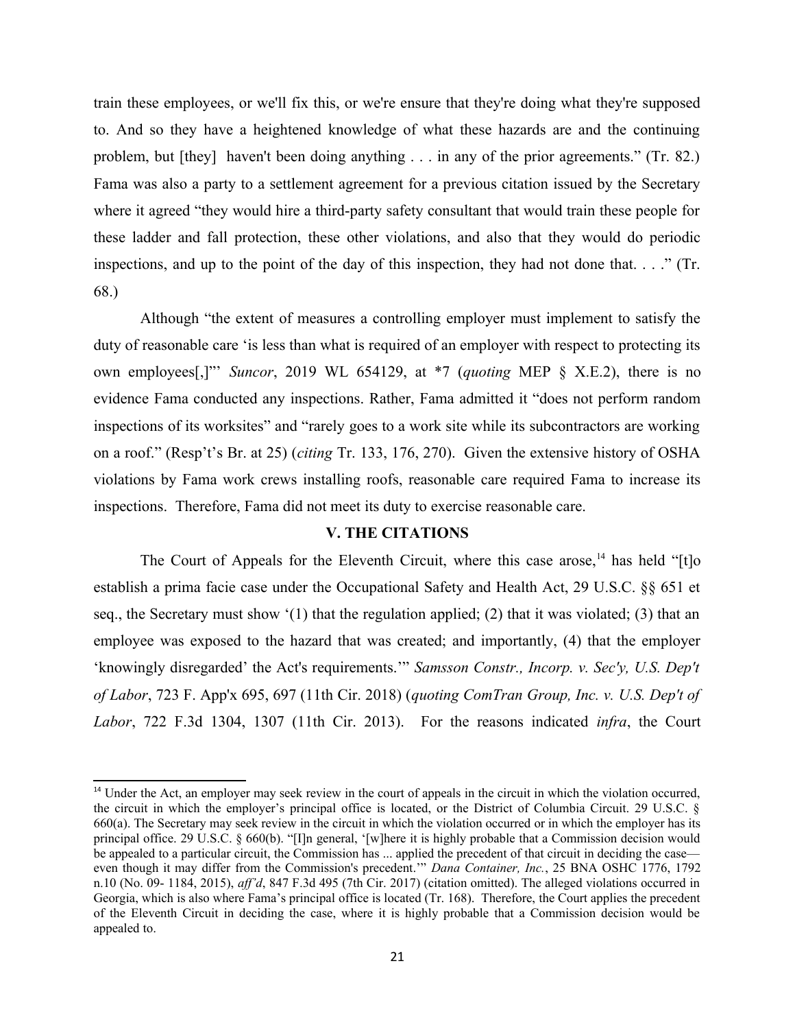train these employees, or we'll fix this, or we're ensure that they're doing what they're supposed to. And so they have a heightened knowledge of what these hazards are and the continuing problem, but [they] haven't been doing anything . . . in any of the prior agreements." (Tr. 82.) Fama was also a party to a settlement agreement for a previous citation issued by the Secretary where it agreed "they would hire a third-party safety consultant that would train these people for these ladder and fall protection, these other violations, and also that they would do periodic inspections, and up to the point of the day of this inspection, they had not done that. . . ." (Tr. 68.)

Although "the extent of measures a controlling employer must implement to satisfy the duty of reasonable care 'is less than what is required of an employer with respect to protecting its own employees[,]'" *Suncor*, 2019 WL 654129, at *7 (*quoting* MEP § X.E.2), there is no evidence Fama conducted any inspections. Rather, Fama admitted it "does not perform random inspections of its worksites" and "rarely goes to a work site while its subcontractors are working on a roof." (Resp't's Br. at 25) (*citing* Tr. 133, 176, 270). Given the extensive history of OSHA violations by Fama work crews installing roofs, reasonable care required Fama to increase its inspections. Therefore, Fama did not meet its duty to exercise reasonable care.

## V. THE CITATIONS

The Court of Appeals for the Eleventh Circuit, where this case arose,[14] has held "[t]o establish a prima facie case under the Occupational Safety and Health Act, 29 U.S.C. §§ 651 et seq., the Secretary must show '(1) that the regulation applied; (2) that it was violated; (3) that an employee was exposed to the hazard that was created; and importantly, (4) that the employer 'knowingly disregarded' the Act's requirements.'" *Samsson Constr., Incorp. v. Sec'y, U.S. Dep't of Labor*, 723 F. App'x 695, 697 (11th Cir. 2018) (*quoting ComTran Group, Inc. v. U.S. Dep't of Labor*, 722 F.3d 1304, 1307 (11th Cir. 2013). For the reasons indicated *infra*, the Court

---

[14] Under the Act, an employer may seek review in the court of appeals in the circuit in which the violation occurred, the circuit in which the employer's principal office is located, or the District of Columbia Circuit. 29 U.S.C. § 660(a). The Secretary may seek review in the circuit in which the violation occurred or in which the employer has its principal office. 29 U.S.C. § 660(b). "[I]n general, '[w]here it is highly probable that a Commission decision would be appealed to a particular circuit, the Commission has ... applied the precedent of that circuit in deciding the case—even though it may differ from the Commission's precedent.'" *Dana Container, Inc.*, 25 BNA OSHC 1776, 1792 n.10 (No. 09- 1184, 2015), *aff'd*, 847 F.3d 495 (7th Cir. 2017) (citation omitted). The alleged violations occurred in Georgia, which is also where Fama's principal office is located (Tr. 168). Therefore, the Court applies the precedent of the Eleventh Circuit in deciding the case, where it is highly probable that a Commission decision would be appealed to.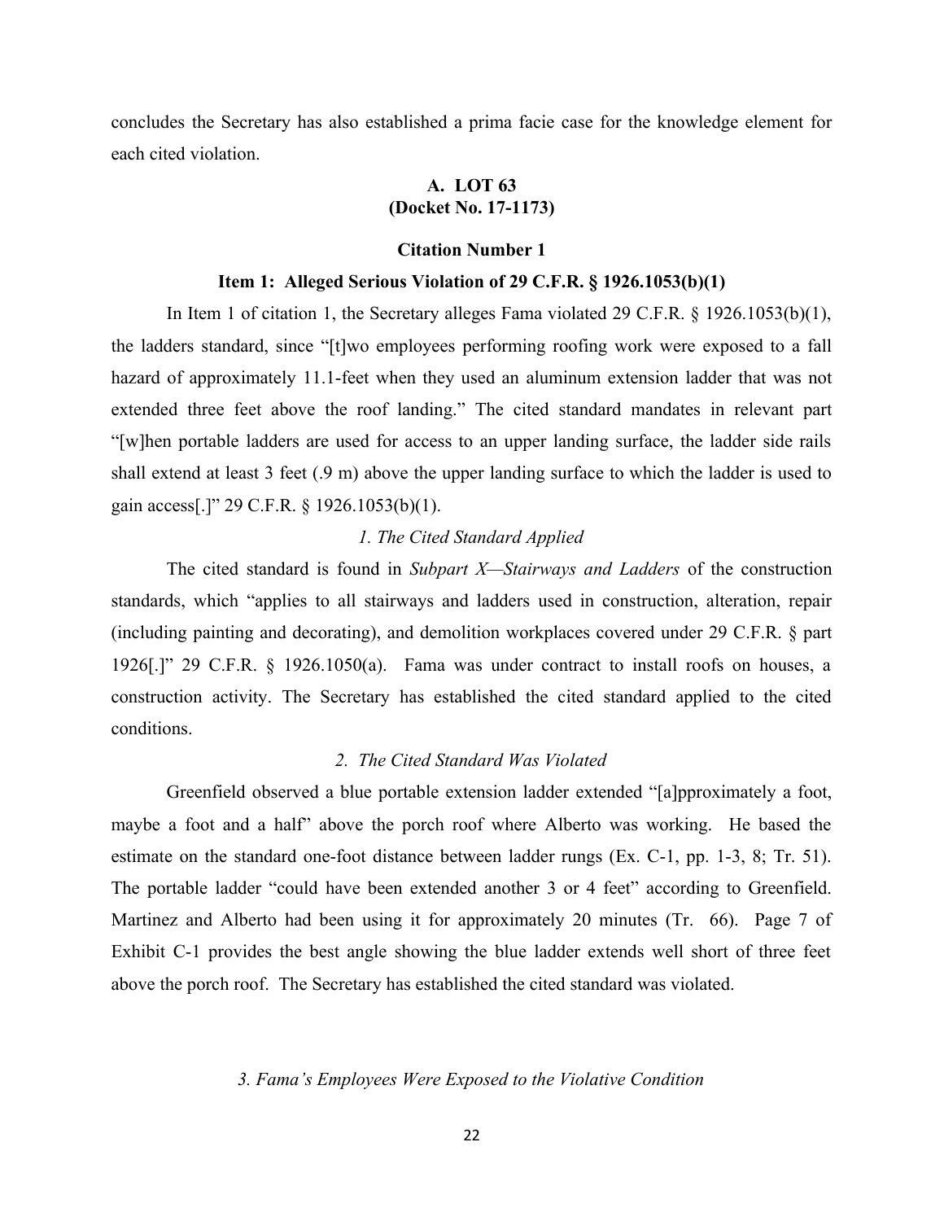concludes the Secretary has also established a prima facie case for the knowledge element for each cited violation.

## A. LOT 63
## (Docket No. 17-1173)

### Citation Number 1

### Item 1: Alleged Serious Violation of 29 C.F.R. § 1926.1053(b)(1)

In Item 1 of citation 1, the Secretary alleges Fama violated 29 C.F.R. § 1926.1053(b)(1), the ladders standard, since "[t]wo employees performing roofing work were exposed to a fall hazard of approximately 11.1-feet when they used an aluminum extension ladder that was not extended three feet above the roof landing." The cited standard mandates in relevant part "[w]hen portable ladders are used for access to an upper landing surface, the ladder side rails shall extend at least 3 feet (.9 m) above the upper landing surface to which the ladder is used to gain access[.]" 29 C.F.R. § 1926.1053(b)(1).

*1. The Cited Standard Applied*

The cited standard is found in *Subpart X—Stairways and Ladders* of the construction standards, which "applies to all stairways and ladders used in construction, alteration, repair (including painting and decorating), and demolition workplaces covered under 29 C.F.R. § part 1926[.]" 29 C.F.R. § 1926.1050(a). Fama was under contract to install roofs on houses, a construction activity. The Secretary has established the cited standard applied to the cited conditions.

*2. The Cited Standard Was Violated*

Greenfield observed a blue portable extension ladder extended "[a]pproximately a foot, maybe a foot and a half" above the porch roof where Alberto was working. He based the estimate on the standard one-foot distance between ladder rungs (Ex. C-1, pp. 1-3, 8; Tr. 51). The portable ladder "could have been extended another 3 or 4 feet" according to Greenfield. Martinez and Alberto had been using it for approximately 20 minutes (Tr. 66). Page 7 of Exhibit C-1 provides the best angle showing the blue ladder extends well short of three feet above the porch roof. The Secretary has established the cited standard was violated.

*3. Fama's Employees Were Exposed to the Violative Condition*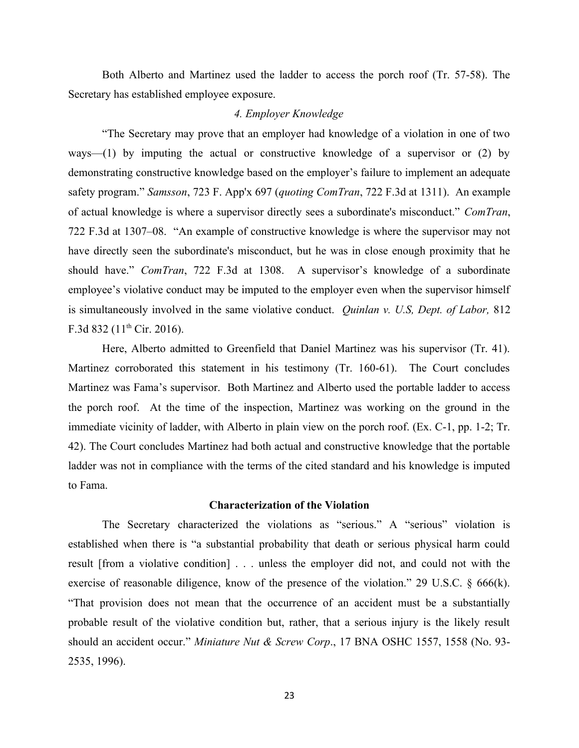Both Alberto and Martinez used the ladder to access the porch roof (Tr. 57-58). The Secretary has established employee exposure.

*4. Employer Knowledge*

"The Secretary may prove that an employer had knowledge of a violation in one of two ways—(1) by imputing the actual or constructive knowledge of a supervisor or (2) by demonstrating constructive knowledge based on the employer's failure to implement an adequate safety program." *Samsson*, 723 F. App'x 697 (*quoting ComTran*, 722 F.3d at 1311). An example of actual knowledge is where a supervisor directly sees a subordinate's misconduct." *ComTran*, 722 F.3d at 1307–08. "An example of constructive knowledge is where the supervisor may not have directly seen the subordinate's misconduct, but he was in close enough proximity that he should have." *ComTran*, 722 F.3d at 1308. A supervisor's knowledge of a subordinate employee's violative conduct may be imputed to the employer even when the supervisor himself is simultaneously involved in the same violative conduct. *Quinlan v. U.S, Dept. of Labor,* 812 F.3d 832 (11th Cir. 2016).

Here, Alberto admitted to Greenfield that Daniel Martinez was his supervisor (Tr. 41). Martinez corroborated this statement in his testimony (Tr. 160-61). The Court concludes Martinez was Fama's supervisor. Both Martinez and Alberto used the portable ladder to access the porch roof. At the time of the inspection, Martinez was working on the ground in the immediate vicinity of ladder, with Alberto in plain view on the porch roof. (Ex. C-1, pp. 1-2; Tr. 42). The Court concludes Martinez had both actual and constructive knowledge that the portable ladder was not in compliance with the terms of the cited standard and his knowledge is imputed to Fama.

**Characterization of the Violation**

The Secretary characterized the violations as "serious." A "serious" violation is established when there is "a substantial probability that death or serious physical harm could result [from a violative condition] . . . unless the employer did not, and could not with the exercise of reasonable diligence, know of the presence of the violation." 29 U.S.C. § 666(k). "That provision does not mean that the occurrence of an accident must be a substantially probable result of the violative condition but, rather, that a serious injury is the likely result should an accident occur." *Miniature Nut & Screw Corp*., 17 BNA OSHC 1557, 1558 (No. 93-2535, 1996).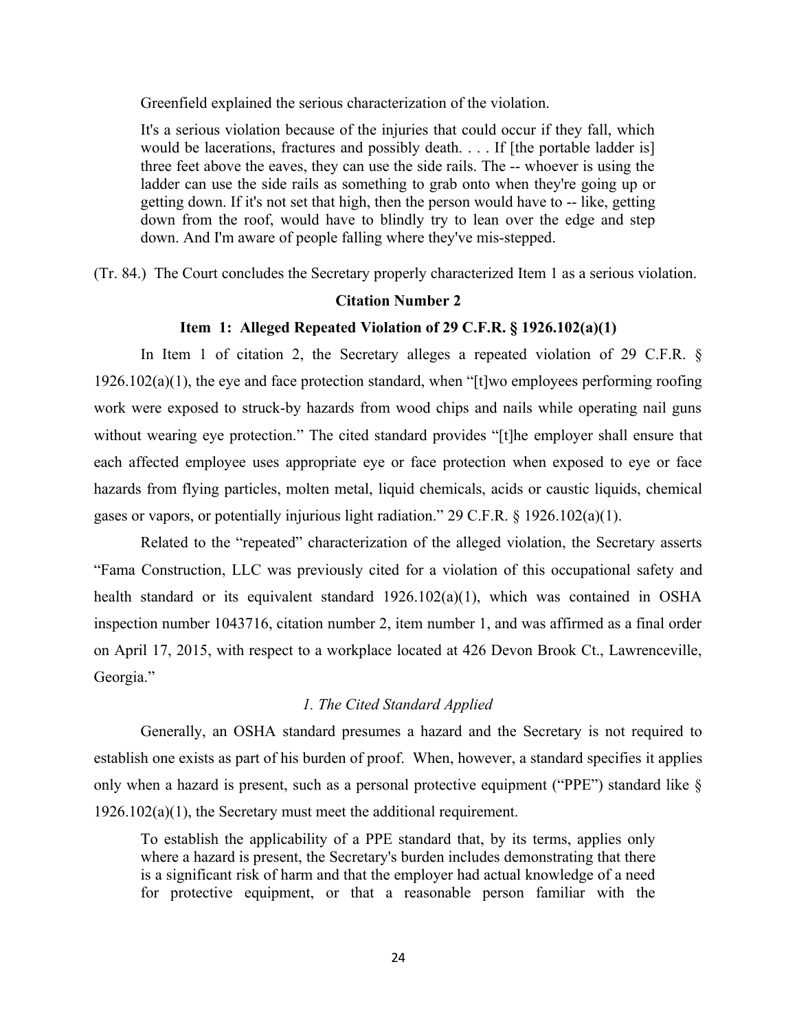Greenfield explained the serious characterization of the violation.

> It's a serious violation because of the injuries that could occur if they fall, which would be lacerations, fractures and possibly death. . . . If [the portable ladder is] three feet above the eaves, they can use the side rails. The -- whoever is using the ladder can use the side rails as something to grab onto when they're going up or getting down. If it's not set that high, then the person would have to -- like, getting down from the roof, would have to blindly try to lean over the edge and step down. And I'm aware of people falling where they've mis-stepped.

(Tr. 84.) The Court concludes the Secretary properly characterized Item 1 as a serious violation.

**Citation Number 2**

**Item 1: Alleged Repeated Violation of 29 C.F.R. § 1926.102(a)(1)**

In Item 1 of citation 2, the Secretary alleges a repeated violation of 29 C.F.R. § 1926.102(a)(1), the eye and face protection standard, when "[t]wo employees performing roofing work were exposed to struck-by hazards from wood chips and nails while operating nail guns without wearing eye protection." The cited standard provides "[t]he employer shall ensure that each affected employee uses appropriate eye or face protection when exposed to eye or face hazards from flying particles, molten metal, liquid chemicals, acids or caustic liquids, chemical gases or vapors, or potentially injurious light radiation." 29 C.F.R. § 1926.102(a)(1).

Related to the "repeated" characterization of the alleged violation, the Secretary asserts "Fama Construction, LLC was previously cited for a violation of this occupational safety and health standard or its equivalent standard 1926.102(a)(1), which was contained in OSHA inspection number 1043716, citation number 2, item number 1, and was affirmed as a final order on April 17, 2015, with respect to a workplace located at 426 Devon Brook Ct., Lawrenceville, Georgia."

*1. The Cited Standard Applied*

Generally, an OSHA standard presumes a hazard and the Secretary is not required to establish one exists as part of his burden of proof. When, however, a standard specifies it applies only when a hazard is present, such as a personal protective equipment ("PPE") standard like § 1926.102(a)(1), the Secretary must meet the additional requirement.

> To establish the applicability of a PPE standard that, by its terms, applies only where a hazard is present, the Secretary's burden includes demonstrating that there is a significant risk of harm and that the employer had actual knowledge of a need for protective equipment, or that a reasonable person familiar with the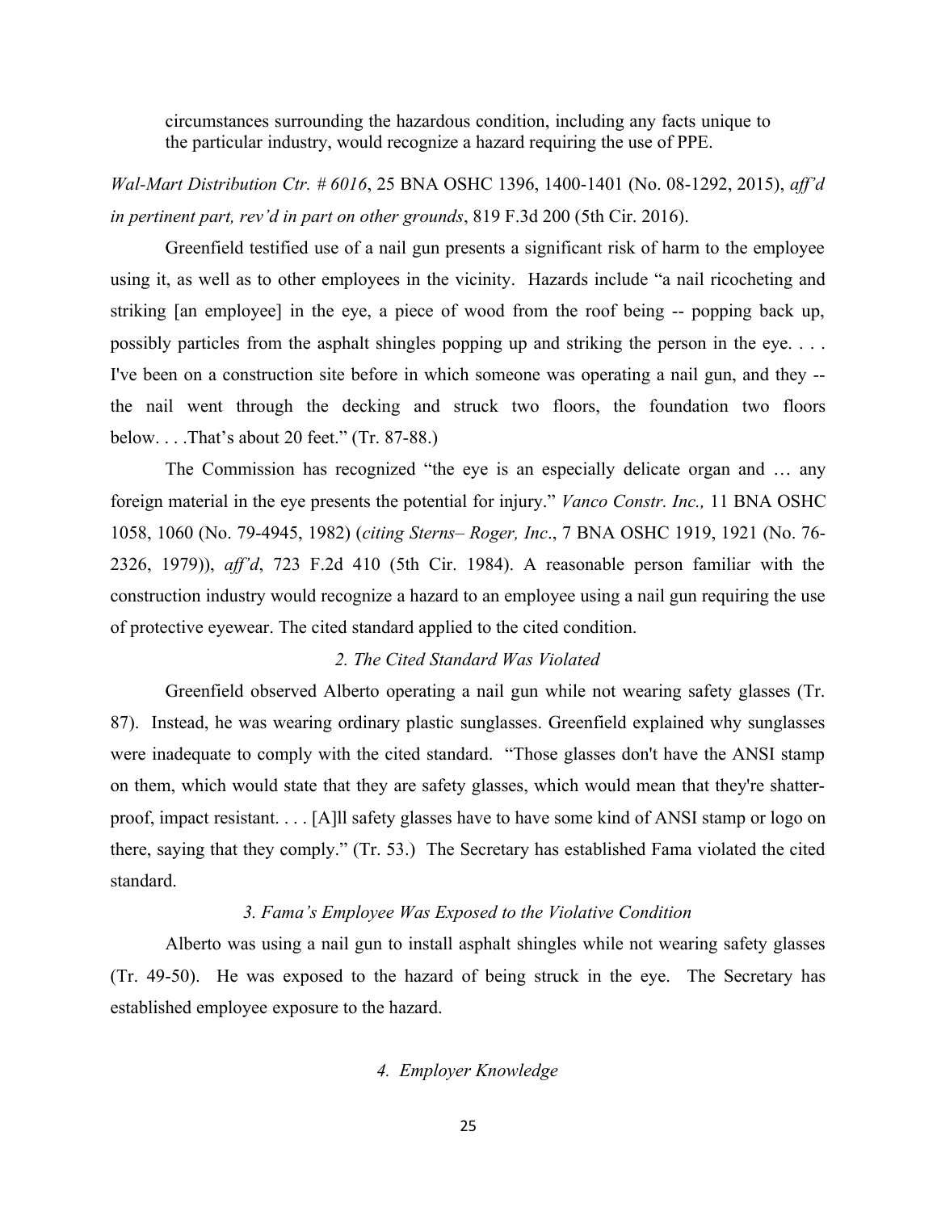circumstances surrounding the hazardous condition, including any facts unique to the particular industry, would recognize a hazard requiring the use of PPE.

*Wal-Mart Distribution Ctr. # 6016*, 25 BNA OSHC 1396, 1400-1401 (No. 08-1292, 2015), *aff'd in pertinent part, rev'd in part on other grounds*, 819 F.3d 200 (5th Cir. 2016).

Greenfield testified use of a nail gun presents a significant risk of harm to the employee using it, as well as to other employees in the vicinity. Hazards include "a nail ricocheting and striking [an employee] in the eye, a piece of wood from the roof being -- popping back up, possibly particles from the asphalt shingles popping up and striking the person in the eye. . . . I've been on a construction site before in which someone was operating a nail gun, and they -- the nail went through the decking and struck two floors, the foundation two floors below. . . .That's about 20 feet." (Tr. 87-88.)

The Commission has recognized "the eye is an especially delicate organ and … any foreign material in the eye presents the potential for injury." *Vanco Constr. Inc.,* 11 BNA OSHC 1058, 1060 (No. 79-4945, 1982) (*citing Sterns– Roger, Inc*., 7 BNA OSHC 1919, 1921 (No. 76-2326, 1979)), *aff'd*, 723 F.2d 410 (5th Cir. 1984). A reasonable person familiar with the construction industry would recognize a hazard to an employee using a nail gun requiring the use of protective eyewear. The cited standard applied to the cited condition.

### *2. The Cited Standard Was Violated*

Greenfield observed Alberto operating a nail gun while not wearing safety glasses (Tr. 87). Instead, he was wearing ordinary plastic sunglasses. Greenfield explained why sunglasses were inadequate to comply with the cited standard. "Those glasses don't have the ANSI stamp on them, which would state that they are safety glasses, which would mean that they're shatter-proof, impact resistant. . . . [A]ll safety glasses have to have some kind of ANSI stamp or logo on there, saying that they comply." (Tr. 53.) The Secretary has established Fama violated the cited standard.

### *3. Fama's Employee Was Exposed to the Violative Condition*

Alberto was using a nail gun to install asphalt shingles while not wearing safety glasses (Tr. 49-50). He was exposed to the hazard of being struck in the eye. The Secretary has established employee exposure to the hazard.

### *4. Employer Knowledge*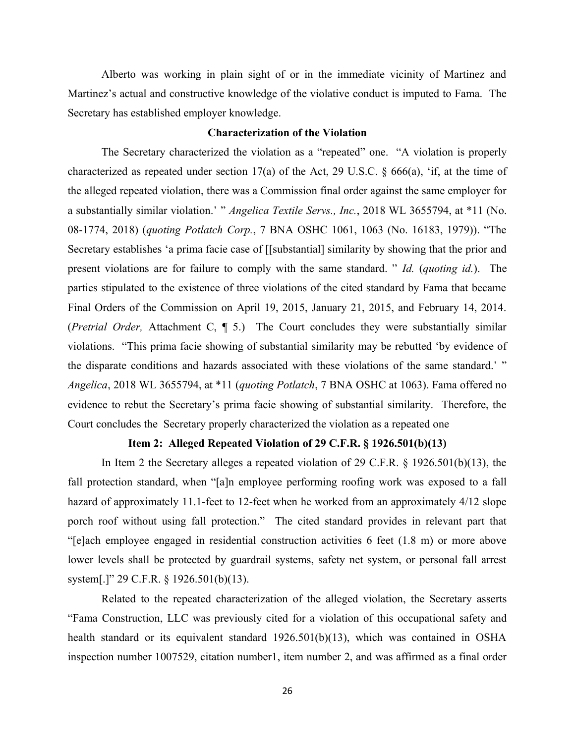Alberto was working in plain sight of or in the immediate vicinity of Martinez and Martinez's actual and constructive knowledge of the violative conduct is imputed to Fama. The Secretary has established employer knowledge.

**Characterization of the Violation**

The Secretary characterized the violation as a "repeated" one. "A violation is properly characterized as repeated under section 17(a) of the Act, 29 U.S.C. § 666(a), 'if, at the time of the alleged repeated violation, there was a Commission final order against the same employer for a substantially similar violation.' " *Angelica Textile Servs., Inc.*, 2018 WL 3655794, at *11 (No. 08-1774, 2018) (*quoting Potlatch Corp.*, 7 BNA OSHC 1061, 1063 (No. 16183, 1979)). "The Secretary establishes 'a prima facie case of [[substantial] similarity by showing that the prior and present violations are for failure to comply with the same standard. " *Id.* (*quoting id.*). The parties stipulated to the existence of three violations of the cited standard by Fama that became Final Orders of the Commission on April 19, 2015, January 21, 2015, and February 14, 2014. (*Pretrial Order,* Attachment C, ¶ 5.) The Court concludes they were substantially similar violations. "This prima facie showing of substantial similarity may be rebutted 'by evidence of the disparate conditions and hazards associated with these violations of the same standard.' " *Angelica*, 2018 WL 3655794, at *11 (*quoting Potlatch*, 7 BNA OSHC at 1063). Fama offered no evidence to rebut the Secretary's prima facie showing of substantial similarity. Therefore, the Court concludes the Secretary properly characterized the violation as a repeated one

**Item 2: Alleged Repeated Violation of 29 C.F.R. § 1926.501(b)(13)**

In Item 2 the Secretary alleges a repeated violation of 29 C.F.R. § 1926.501(b)(13), the fall protection standard, when "[a]n employee performing roofing work was exposed to a fall hazard of approximately 11.1-feet to 12-feet when he worked from an approximately 4/12 slope porch roof without using fall protection." The cited standard provides in relevant part that "[e]ach employee engaged in residential construction activities 6 feet (1.8 m) or more above lower levels shall be protected by guardrail systems, safety net system, or personal fall arrest system[.]" 29 C.F.R. § 1926.501(b)(13).

Related to the repeated characterization of the alleged violation, the Secretary asserts "Fama Construction, LLC was previously cited for a violation of this occupational safety and health standard or its equivalent standard 1926.501(b)(13), which was contained in OSHA inspection number 1007529, citation number1, item number 2, and was affirmed as a final order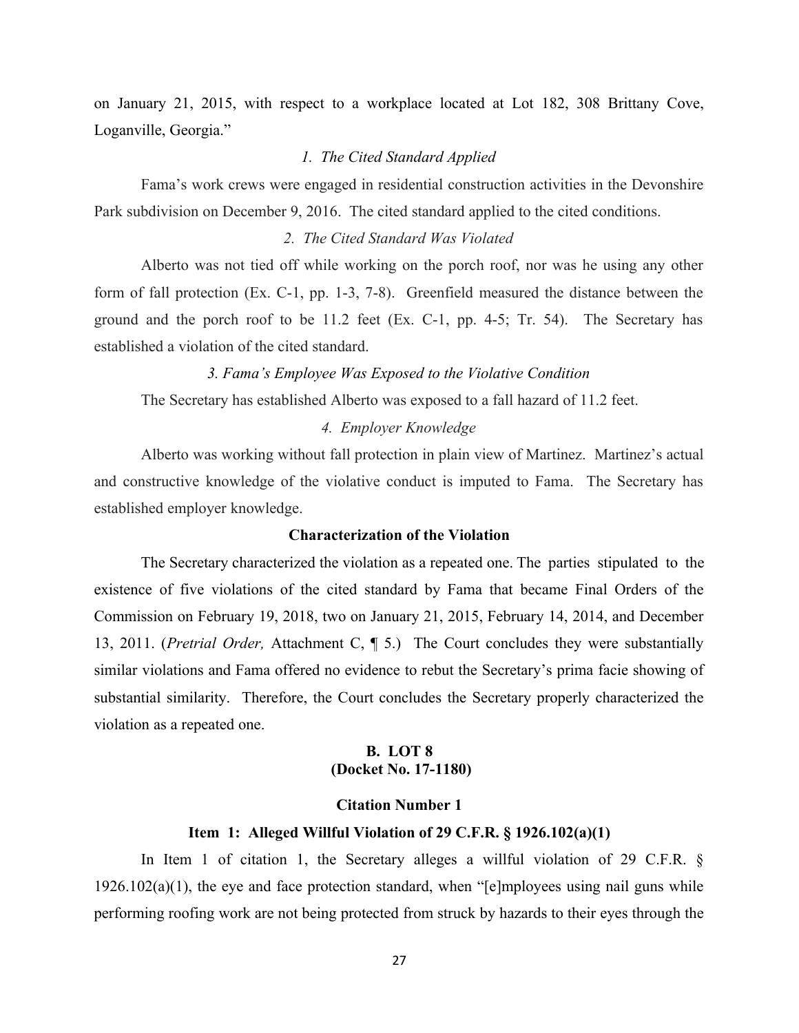on January 21, 2015, with respect to a workplace located at Lot 182, 308 Brittany Cove, Loganville, Georgia."

*1. The Cited Standard Applied*

Fama's work crews were engaged in residential construction activities in the Devonshire Park subdivision on December 9, 2016. The cited standard applied to the cited conditions.

*2. The Cited Standard Was Violated*

Alberto was not tied off while working on the porch roof, nor was he using any other form of fall protection (Ex. C-1, pp. 1-3, 7-8). Greenfield measured the distance between the ground and the porch roof to be 11.2 feet (Ex. C-1, pp. 4-5; Tr. 54). The Secretary has established a violation of the cited standard.

*3. Fama's Employee Was Exposed to the Violative Condition*

The Secretary has established Alberto was exposed to a fall hazard of 11.2 feet.

*4. Employer Knowledge*

Alberto was working without fall protection in plain view of Martinez. Martinez's actual and constructive knowledge of the violative conduct is imputed to Fama. The Secretary has established employer knowledge.

**Characterization of the Violation**

The Secretary characterized the violation as a repeated one. The parties stipulated to the existence of five violations of the cited standard by Fama that became Final Orders of the Commission on February 19, 2018, two on January 21, 2015, February 14, 2014, and December 13, 2011. (*Pretrial Order,* Attachment C, ¶ 5.) The Court concludes they were substantially similar violations and Fama offered no evidence to rebut the Secretary's prima facie showing of substantial similarity. Therefore, the Court concludes the Secretary properly characterized the violation as a repeated one.

**B. LOT 8**
**(Docket No. 17-1180)**

**Citation Number 1**

**Item 1: Alleged Willful Violation of 29 C.F.R. § 1926.102(a)(1)**

In Item 1 of citation 1, the Secretary alleges a willful violation of 29 C.F.R. § 1926.102(a)(1), the eye and face protection standard, when "[e]mployees using nail guns while performing roofing work are not being protected from struck by hazards to their eyes through the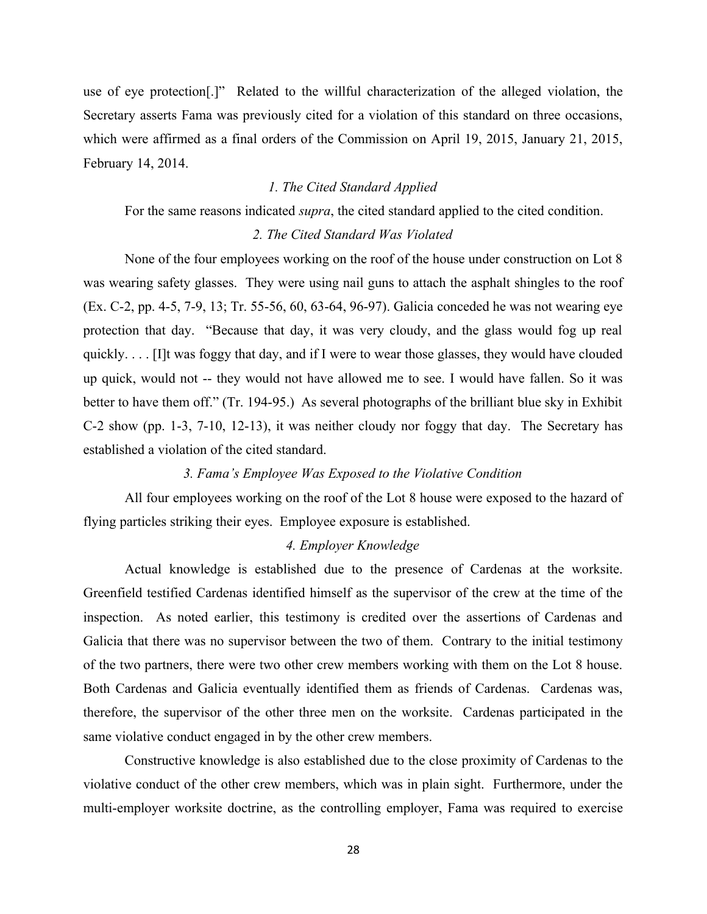use of eye protection[.]" Related to the willful characterization of the alleged violation, the Secretary asserts Fama was previously cited for a violation of this standard on three occasions, which were affirmed as a final orders of the Commission on April 19, 2015, January 21, 2015, February 14, 2014.

*1. The Cited Standard Applied*

For the same reasons indicated *supra*, the cited standard applied to the cited condition.

*2. The Cited Standard Was Violated*

None of the four employees working on the roof of the house under construction on Lot 8 was wearing safety glasses. They were using nail guns to attach the asphalt shingles to the roof (Ex. C-2, pp. 4-5, 7-9, 13; Tr. 55-56, 60, 63-64, 96-97). Galicia conceded he was not wearing eye protection that day. "Because that day, it was very cloudy, and the glass would fog up real quickly. . . . [I]t was foggy that day, and if I were to wear those glasses, they would have clouded up quick, would not -- they would not have allowed me to see. I would have fallen. So it was better to have them off." (Tr. 194-95.) As several photographs of the brilliant blue sky in Exhibit C-2 show (pp. 1-3, 7-10, 12-13), it was neither cloudy nor foggy that day. The Secretary has established a violation of the cited standard.

*3. Fama's Employee Was Exposed to the Violative Condition*

All four employees working on the roof of the Lot 8 house were exposed to the hazard of flying particles striking their eyes. Employee exposure is established.

*4. Employer Knowledge*

Actual knowledge is established due to the presence of Cardenas at the worksite. Greenfield testified Cardenas identified himself as the supervisor of the crew at the time of the inspection. As noted earlier, this testimony is credited over the assertions of Cardenas and Galicia that there was no supervisor between the two of them. Contrary to the initial testimony of the two partners, there were two other crew members working with them on the Lot 8 house. Both Cardenas and Galicia eventually identified them as friends of Cardenas. Cardenas was, therefore, the supervisor of the other three men on the worksite. Cardenas participated in the same violative conduct engaged in by the other crew members.

Constructive knowledge is also established due to the close proximity of Cardenas to the violative conduct of the other crew members, which was in plain sight. Furthermore, under the multi-employer worksite doctrine, as the controlling employer, Fama was required to exercise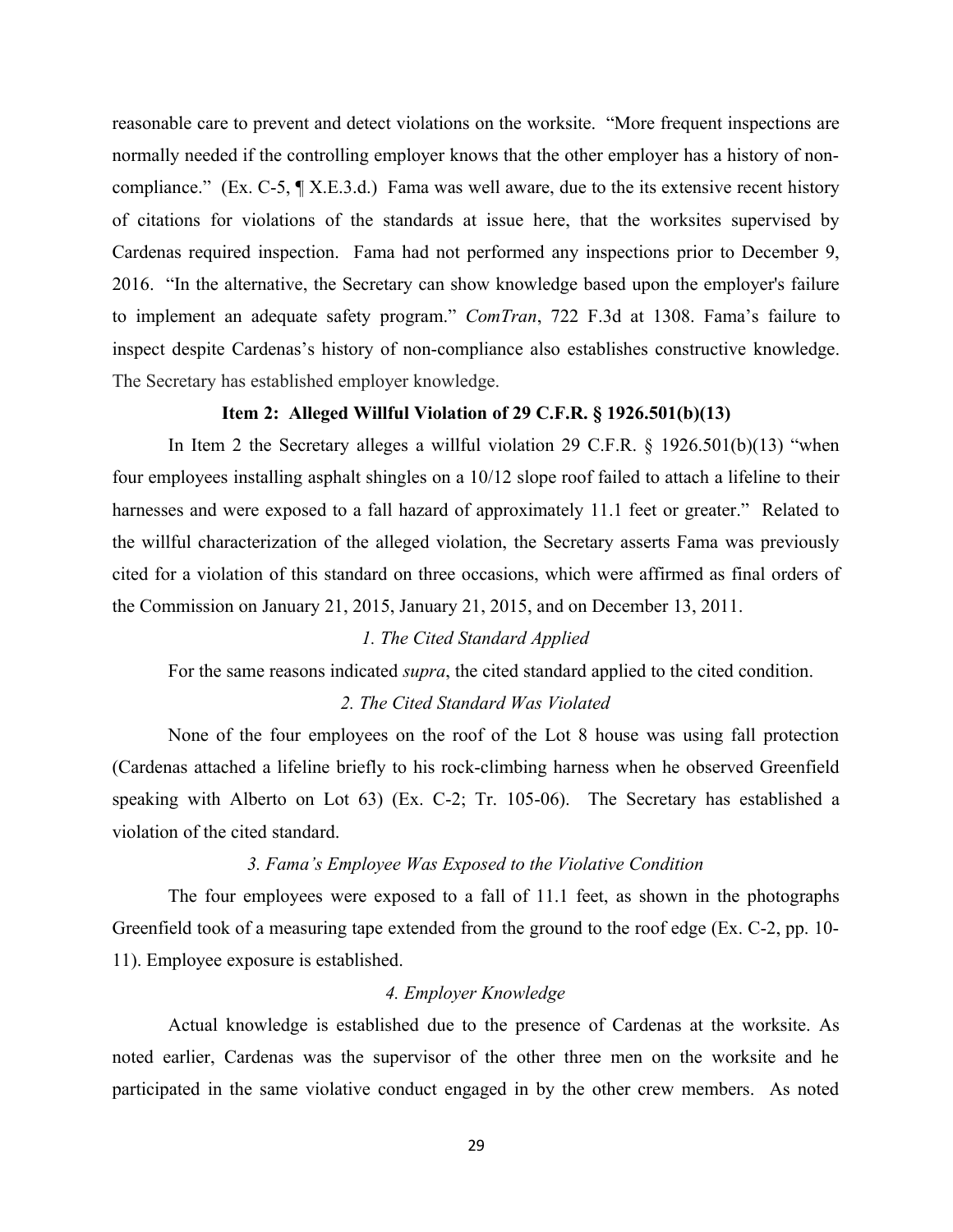reasonable care to prevent and detect violations on the worksite. "More frequent inspections are normally needed if the controlling employer knows that the other employer has a history of non-compliance." (Ex. C-5, ¶ X.E.3.d.) Fama was well aware, due to the its extensive recent history of citations for violations of the standards at issue here, that the worksites supervised by Cardenas required inspection. Fama had not performed any inspections prior to December 9, 2016. "In the alternative, the Secretary can show knowledge based upon the employer's failure to implement an adequate safety program." *ComTran*, 722 F.3d at 1308. Fama's failure to inspect despite Cardenas's history of non-compliance also establishes constructive knowledge. The Secretary has established employer knowledge.

**Item 2: Alleged Willful Violation of 29 C.F.R. § 1926.501(b)(13)**

In Item 2 the Secretary alleges a willful violation 29 C.F.R. § 1926.501(b)(13) "when four employees installing asphalt shingles on a 10/12 slope roof failed to attach a lifeline to their harnesses and were exposed to a fall hazard of approximately 11.1 feet or greater." Related to the willful characterization of the alleged violation, the Secretary asserts Fama was previously cited for a violation of this standard on three occasions, which were affirmed as final orders of the Commission on January 21, 2015, January 21, 2015, and on December 13, 2011.

*1. The Cited Standard Applied*

For the same reasons indicated *supra*, the cited standard applied to the cited condition.

*2. The Cited Standard Was Violated*

None of the four employees on the roof of the Lot 8 house was using fall protection (Cardenas attached a lifeline briefly to his rock-climbing harness when he observed Greenfield speaking with Alberto on Lot 63) (Ex. C-2; Tr. 105-06). The Secretary has established a violation of the cited standard.

*3. Fama's Employee Was Exposed to the Violative Condition*

The four employees were exposed to a fall of 11.1 feet, as shown in the photographs Greenfield took of a measuring tape extended from the ground to the roof edge (Ex. C-2, pp. 10-11). Employee exposure is established.

*4. Employer Knowledge*

Actual knowledge is established due to the presence of Cardenas at the worksite. As noted earlier, Cardenas was the supervisor of the other three men on the worksite and he participated in the same violative conduct engaged in by the other crew members. As noted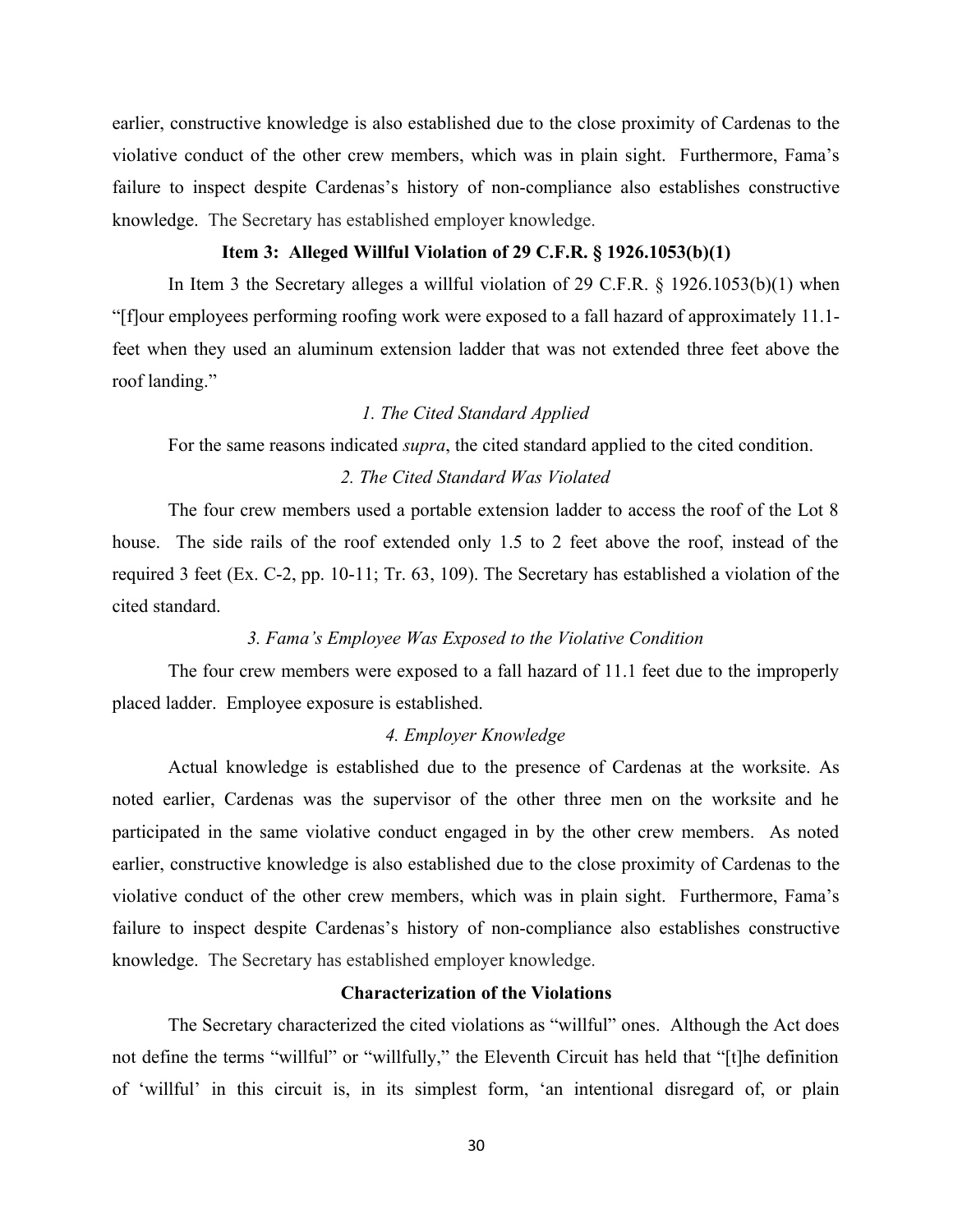earlier, constructive knowledge is also established due to the close proximity of Cardenas to the violative conduct of the other crew members, which was in plain sight. Furthermore, Fama's failure to inspect despite Cardenas's history of non-compliance also establishes constructive knowledge. The Secretary has established employer knowledge.

**Item 3: Alleged Willful Violation of 29 C.F.R. § 1926.1053(b)(1)**

In Item 3 the Secretary alleges a willful violation of 29 C.F.R. § 1926.1053(b)(1) when "[f]our employees performing roofing work were exposed to a fall hazard of approximately 11.1-feet when they used an aluminum extension ladder that was not extended three feet above the roof landing."

*1. The Cited Standard Applied*

For the same reasons indicated *supra*, the cited standard applied to the cited condition.

*2. The Cited Standard Was Violated*

The four crew members used a portable extension ladder to access the roof of the Lot 8 house. The side rails of the roof extended only 1.5 to 2 feet above the roof, instead of the required 3 feet (Ex. C-2, pp. 10-11; Tr. 63, 109). The Secretary has established a violation of the cited standard.

*3. Fama's Employee Was Exposed to the Violative Condition*

The four crew members were exposed to a fall hazard of 11.1 feet due to the improperly placed ladder. Employee exposure is established.

*4. Employer Knowledge*

Actual knowledge is established due to the presence of Cardenas at the worksite. As noted earlier, Cardenas was the supervisor of the other three men on the worksite and he participated in the same violative conduct engaged in by the other crew members. As noted earlier, constructive knowledge is also established due to the close proximity of Cardenas to the violative conduct of the other crew members, which was in plain sight. Furthermore, Fama's failure to inspect despite Cardenas's history of non-compliance also establishes constructive knowledge. The Secretary has established employer knowledge.

**Characterization of the Violations**

The Secretary characterized the cited violations as "willful" ones. Although the Act does not define the terms "willful" or "willfully," the Eleventh Circuit has held that "[t]he definition of 'willful' in this circuit is, in its simplest form, 'an intentional disregard of, or plain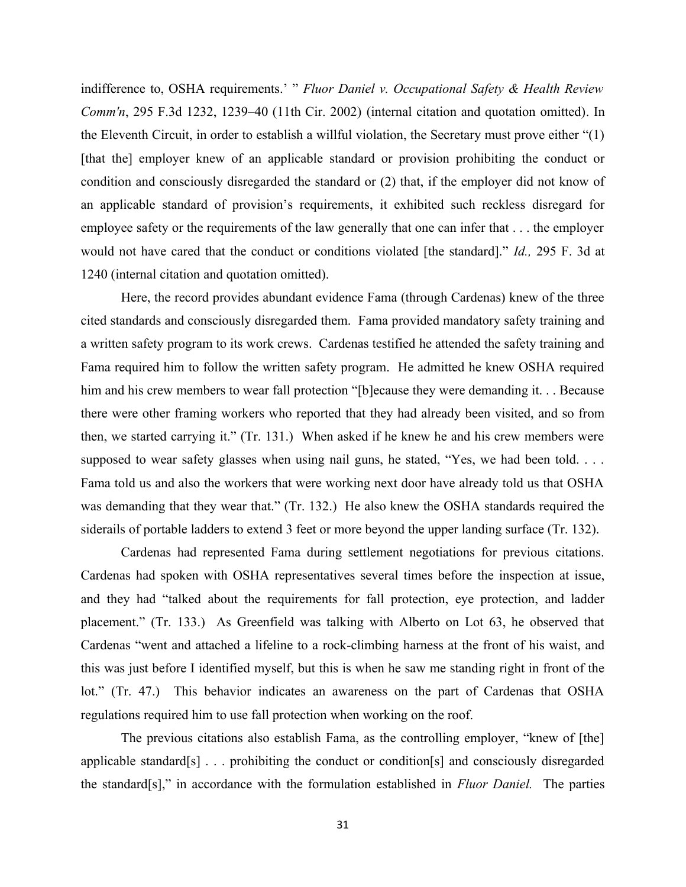indifference to, OSHA requirements.' " *Fluor Daniel v. Occupational Safety & Health Review Comm'n*, 295 F.3d 1232, 1239–40 (11th Cir. 2002) (internal citation and quotation omitted). In the Eleventh Circuit, in order to establish a willful violation, the Secretary must prove either "(1) [that the] employer knew of an applicable standard or provision prohibiting the conduct or condition and consciously disregarded the standard or (2) that, if the employer did not know of an applicable standard of provision's requirements, it exhibited such reckless disregard for employee safety or the requirements of the law generally that one can infer that . . . the employer would not have cared that the conduct or conditions violated [the standard]." *Id.,* 295 F. 3d at 1240 (internal citation and quotation omitted).

Here, the record provides abundant evidence Fama (through Cardenas) knew of the three cited standards and consciously disregarded them. Fama provided mandatory safety training and a written safety program to its work crews. Cardenas testified he attended the safety training and Fama required him to follow the written safety program. He admitted he knew OSHA required him and his crew members to wear fall protection "[b]ecause they were demanding it. . . Because there were other framing workers who reported that they had already been visited, and so from then, we started carrying it." (Tr. 131.) When asked if he knew he and his crew members were supposed to wear safety glasses when using nail guns, he stated, "Yes, we had been told. . . . Fama told us and also the workers that were working next door have already told us that OSHA was demanding that they wear that." (Tr. 132.) He also knew the OSHA standards required the siderails of portable ladders to extend 3 feet or more beyond the upper landing surface (Tr. 132).

Cardenas had represented Fama during settlement negotiations for previous citations. Cardenas had spoken with OSHA representatives several times before the inspection at issue, and they had "talked about the requirements for fall protection, eye protection, and ladder placement." (Tr. 133.) As Greenfield was talking with Alberto on Lot 63, he observed that Cardenas "went and attached a lifeline to a rock-climbing harness at the front of his waist, and this was just before I identified myself, but this is when he saw me standing right in front of the lot." (Tr. 47.) This behavior indicates an awareness on the part of Cardenas that OSHA regulations required him to use fall protection when working on the roof.

The previous citations also establish Fama, as the controlling employer, "knew of [the] applicable standard[s] . . . prohibiting the conduct or condition[s] and consciously disregarded the standard[s]," in accordance with the formulation established in *Fluor Daniel.* The parties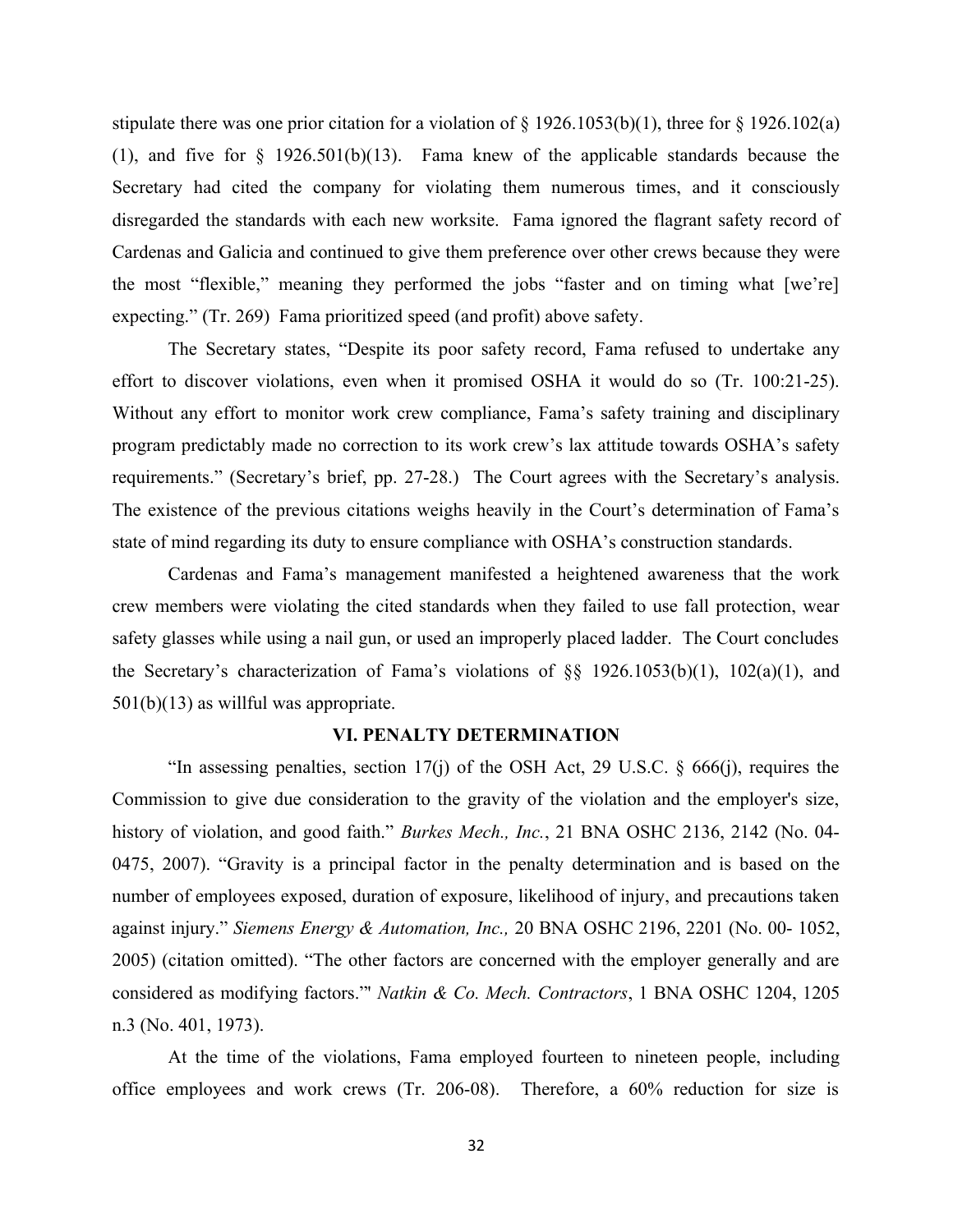stipulate there was one prior citation for a violation of § 1926.1053(b)(1), three for § 1926.102(a)(1), and five for § 1926.501(b)(13). Fama knew of the applicable standards because the Secretary had cited the company for violating them numerous times, and it consciously disregarded the standards with each new worksite. Fama ignored the flagrant safety record of Cardenas and Galicia and continued to give them preference over other crews because they were the most "flexible," meaning they performed the jobs "faster and on timing what [we're] expecting." (Tr. 269) Fama prioritized speed (and profit) above safety.

The Secretary states, "Despite its poor safety record, Fama refused to undertake any effort to discover violations, even when it promised OSHA it would do so (Tr. 100:21-25). Without any effort to monitor work crew compliance, Fama's safety training and disciplinary program predictably made no correction to its work crew's lax attitude towards OSHA's safety requirements." (Secretary's brief, pp. 27-28.) The Court agrees with the Secretary's analysis. The existence of the previous citations weighs heavily in the Court's determination of Fama's state of mind regarding its duty to ensure compliance with OSHA's construction standards.

Cardenas and Fama's management manifested a heightened awareness that the work crew members were violating the cited standards when they failed to use fall protection, wear safety glasses while using a nail gun, or used an improperly placed ladder. The Court concludes the Secretary's characterization of Fama's violations of §§ 1926.1053(b)(1), 102(a)(1), and 501(b)(13) as willful was appropriate.

## VI. PENALTY DETERMINATION

"In assessing penalties, section 17(j) of the OSH Act, 29 U.S.C. § 666(j), requires the Commission to give due consideration to the gravity of the violation and the employer's size, history of violation, and good faith." *Burkes Mech., Inc.*, 21 BNA OSHC 2136, 2142 (No. 04-0475, 2007). "Gravity is a principal factor in the penalty determination and is based on the number of employees exposed, duration of exposure, likelihood of injury, and precautions taken against injury." *Siemens Energy & Automation, Inc.,* 20 BNA OSHC 2196, 2201 (No. 00- 1052, 2005) (citation omitted). "The other factors are concerned with the employer generally and are considered as modifying factors.'" *Natkin & Co. Mech. Contractors*, 1 BNA OSHC 1204, 1205 n.3 (No. 401, 1973).

At the time of the violations, Fama employed fourteen to nineteen people, including office employees and work crews (Tr. 206-08). Therefore, a 60% reduction for size is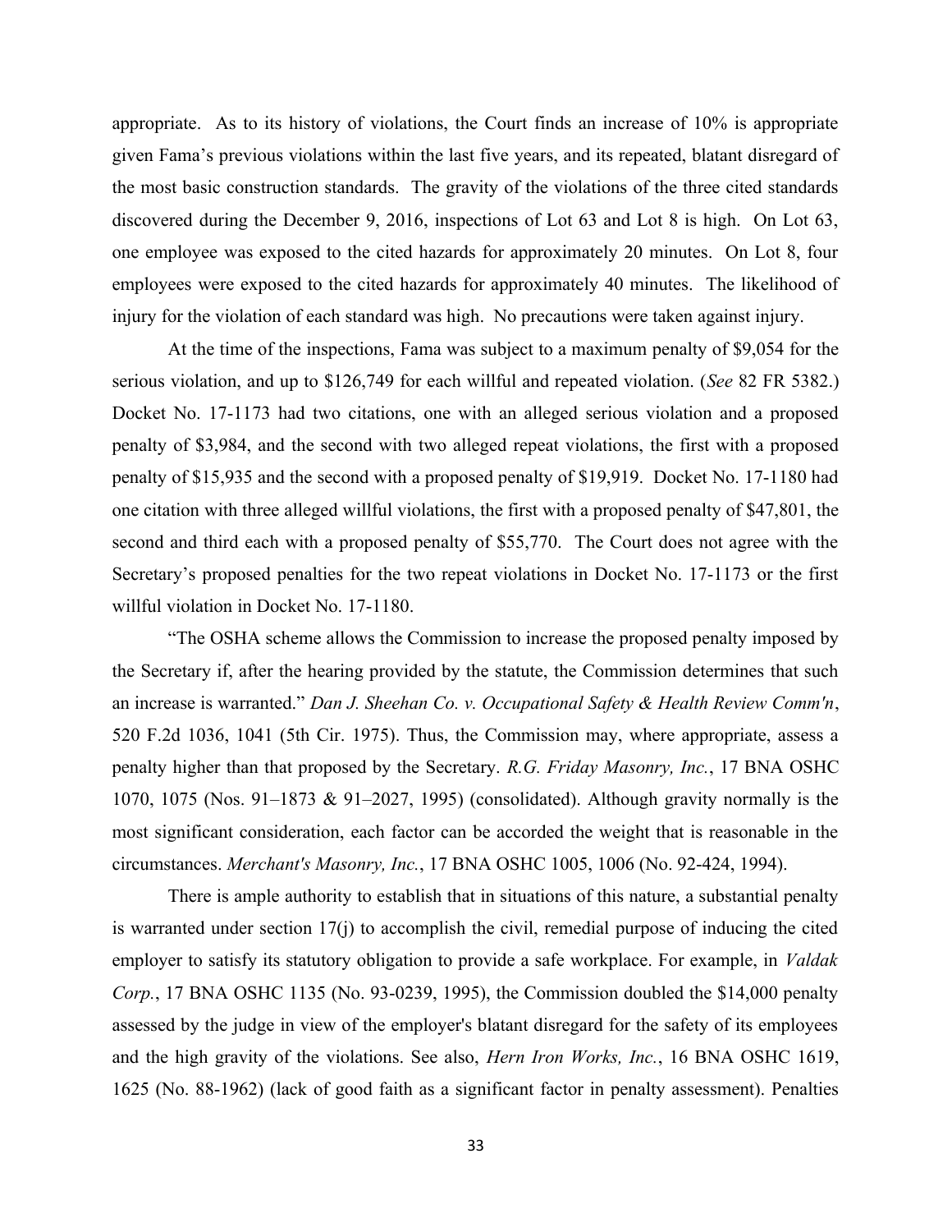appropriate. As to its history of violations, the Court finds an increase of 10% is appropriate given Fama's previous violations within the last five years, and its repeated, blatant disregard of the most basic construction standards. The gravity of the violations of the three cited standards discovered during the December 9, 2016, inspections of Lot 63 and Lot 8 is high. On Lot 63, one employee was exposed to the cited hazards for approximately 20 minutes. On Lot 8, four employees were exposed to the cited hazards for approximately 40 minutes. The likelihood of injury for the violation of each standard was high. No precautions were taken against injury.

At the time of the inspections, Fama was subject to a maximum penalty of $9,054 for the serious violation, and up to $126,749 for each willful and repeated violation. (*See* 82 FR 5382.) Docket No. 17-1173 had two citations, one with an alleged serious violation and a proposed penalty of $3,984, and the second with two alleged repeat violations, the first with a proposed penalty of $15,935 and the second with a proposed penalty of $19,919. Docket No. 17-1180 had one citation with three alleged willful violations, the first with a proposed penalty of $47,801, the second and third each with a proposed penalty of $55,770. The Court does not agree with the Secretary's proposed penalties for the two repeat violations in Docket No. 17-1173 or the first willful violation in Docket No. 17-1180.

"The OSHA scheme allows the Commission to increase the proposed penalty imposed by the Secretary if, after the hearing provided by the statute, the Commission determines that such an increase is warranted." *Dan J. Sheehan Co. v. Occupational Safety & Health Review Comm'n*, 520 F.2d 1036, 1041 (5th Cir. 1975). Thus, the Commission may, where appropriate, assess a penalty higher than that proposed by the Secretary. *R.G. Friday Masonry, Inc.*, 17 BNA OSHC 1070, 1075 (Nos. 91–1873 & 91–2027, 1995) (consolidated). Although gravity normally is the most significant consideration, each factor can be accorded the weight that is reasonable in the circumstances. *Merchant's Masonry, Inc.*, 17 BNA OSHC 1005, 1006 (No. 92-424, 1994).

There is ample authority to establish that in situations of this nature, a substantial penalty is warranted under section 17(j) to accomplish the civil, remedial purpose of inducing the cited employer to satisfy its statutory obligation to provide a safe workplace. For example, in *Valdak Corp.*, 17 BNA OSHC 1135 (No. 93-0239, 1995), the Commission doubled the $14,000 penalty assessed by the judge in view of the employer's blatant disregard for the safety of its employees and the high gravity of the violations. See also, *Hern Iron Works, Inc.*, 16 BNA OSHC 1619, 1625 (No. 88-1962) (lack of good faith as a significant factor in penalty assessment). Penalties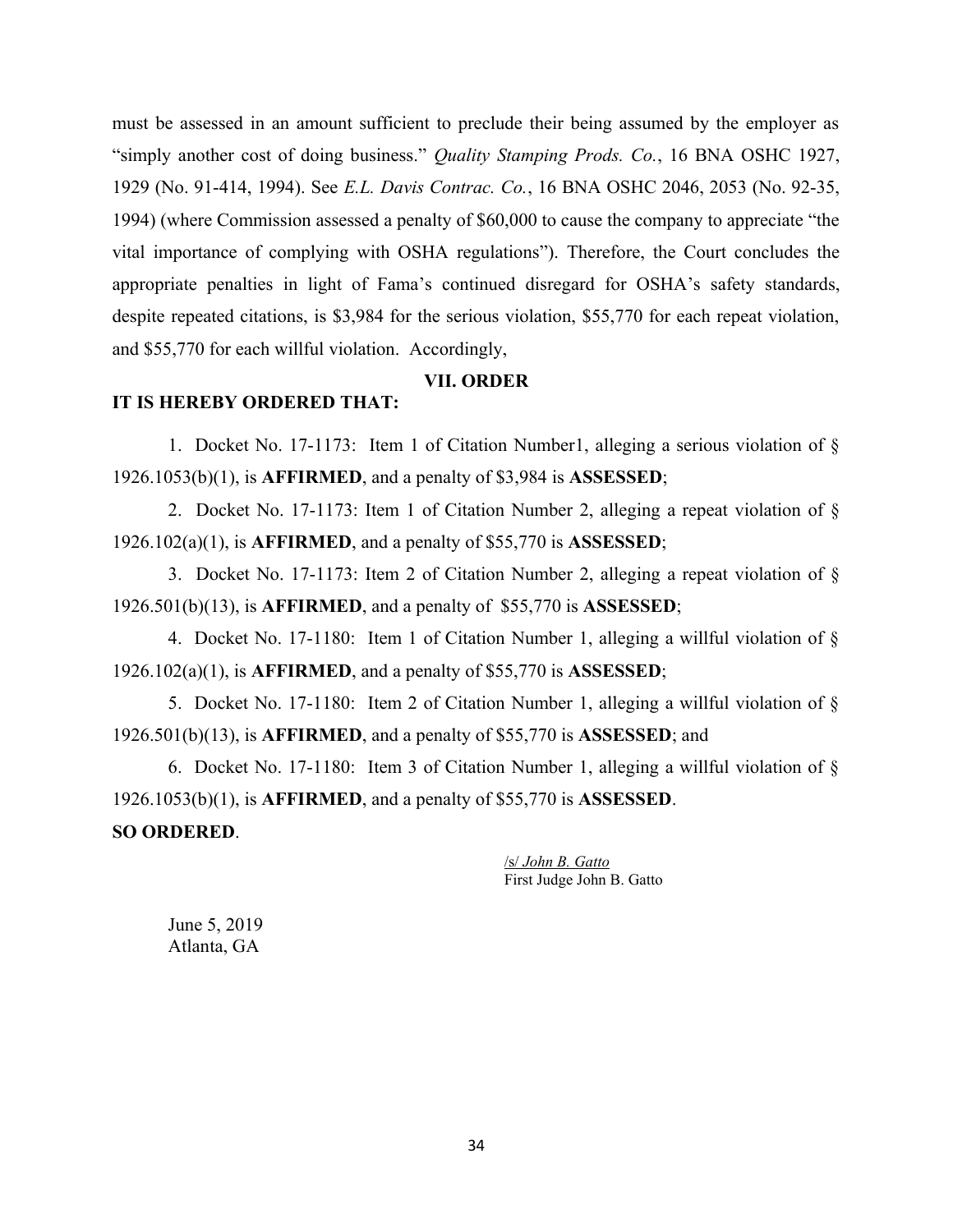must be assessed in an amount sufficient to preclude their being assumed by the employer as "simply another cost of doing business." *Quality Stamping Prods. Co.*, 16 BNA OSHC 1927, 1929 (No. 91-414, 1994). See *E.L. Davis Contrac. Co.*, 16 BNA OSHC 2046, 2053 (No. 92-35, 1994) (where Commission assessed a penalty of $60,000 to cause the company to appreciate "the vital importance of complying with OSHA regulations"). Therefore, the Court concludes the appropriate penalties in light of Fama's continued disregard for OSHA's safety standards, despite repeated citations, is $3,984 for the serious violation, $55,770 for each repeat violation, and $55,770 for each willful violation. Accordingly,

## VII. ORDER

**IT IS HEREBY ORDERED THAT:**

1. Docket No. 17-1173: Item 1 of Citation Number1, alleging a serious violation of § 1926.1053(b)(1), is **AFFIRMED**, and a penalty of $3,984 is **ASSESSED**;

2. Docket No. 17-1173: Item 1 of Citation Number 2, alleging a repeat violation of § 1926.102(a)(1), is **AFFIRMED**, and a penalty of $55,770 is **ASSESSED**;

3. Docket No. 17-1173: Item 2 of Citation Number 2, alleging a repeat violation of § 1926.501(b)(13), is **AFFIRMED**, and a penalty of $55,770 is **ASSESSED**;

4. Docket No. 17-1180: Item 1 of Citation Number 1, alleging a willful violation of § 1926.102(a)(1), is **AFFIRMED**, and a penalty of $55,770 is **ASSESSED**;

5. Docket No. 17-1180: Item 2 of Citation Number 1, alleging a willful violation of § 1926.501(b)(13), is **AFFIRMED**, and a penalty of $55,770 is **ASSESSED**; and

6. Docket No. 17-1180: Item 3 of Citation Number 1, alleging a willful violation of § 1926.1053(b)(1), is **AFFIRMED**, and a penalty of $55,770 is **ASSESSED**.

**SO ORDERED**.

/s/ *John B. Gatto*
First Judge John B. Gatto

June 5, 2019
Atlanta, GA